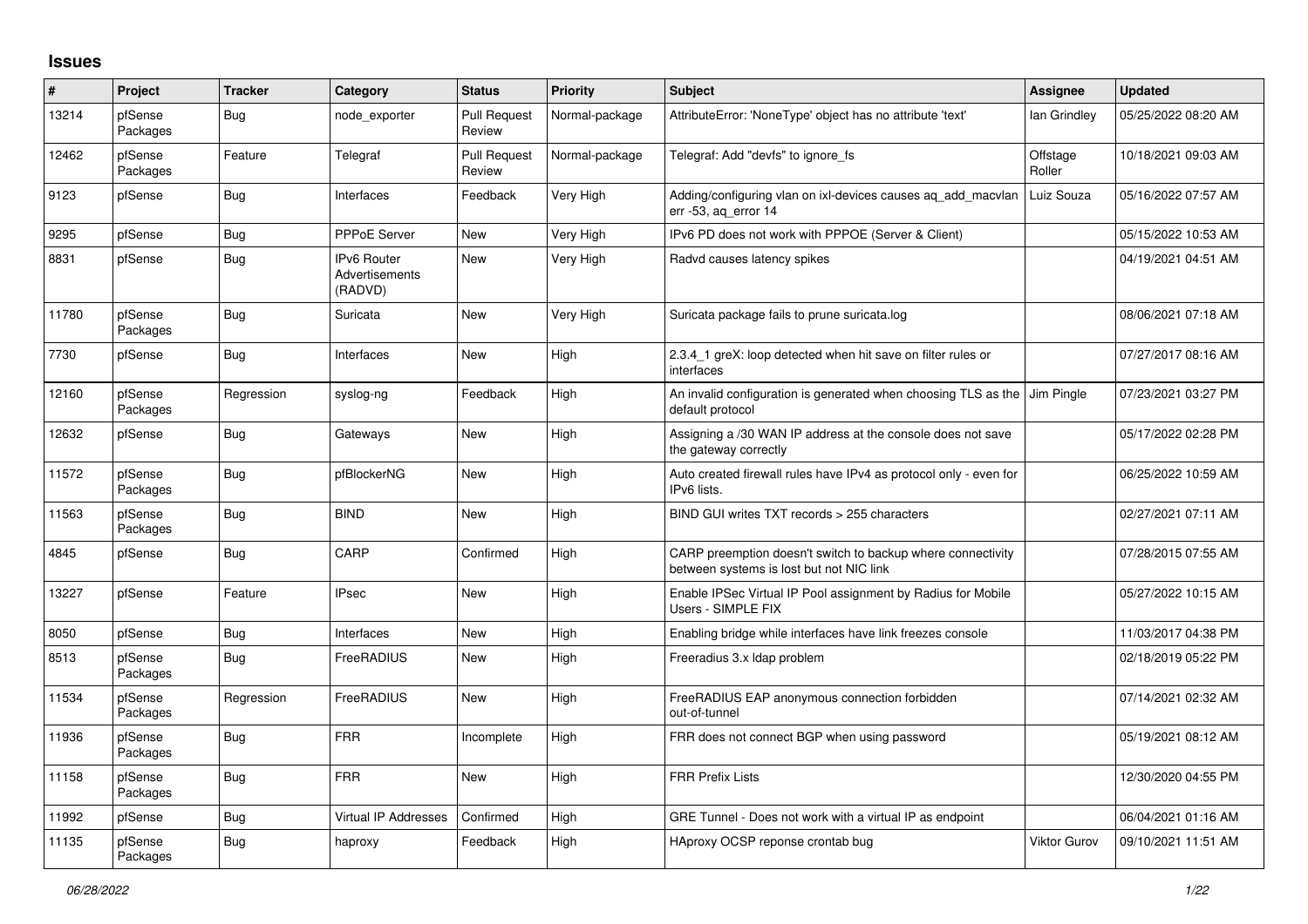## Issues

| # | Project | Tracker | Category | Status | Priority | Subject | Assignee | Updated |
|---|---|---|---|---|---|---|---|---|
| 13214 | pfSense Packages | Bug | node_exporter | Pull Request Review | Normal-package | AttributeError: 'NoneType' object has no attribute 'text' | Ian Grindley | 05/25/2022 08:20 AM |
| 12462 | pfSense Packages | Feature | Telegraf | Pull Request Review | Normal-package | Telegraf: Add "devfs" to ignore_fs | Offstage Roller | 10/18/2021 09:03 AM |
| 9123 | pfSense | Bug | Interfaces | Feedback | Very High | Adding/configuring vlan on ixl-devices causes aq_add_macvlan err -53, aq_error 14 | Luiz Souza | 05/16/2022 07:57 AM |
| 9295 | pfSense | Bug | PPPoE Server | New | Very High | IPv6 PD does not work with PPPOE (Server & Client) | | 05/15/2022 10:53 AM |
| 8831 | pfSense | Bug | IPv6 Router Advertisements (RADVD) | New | Very High | Radvd causes latency spikes | | 04/19/2021 04:51 AM |
| 11780 | pfSense Packages | Bug | Suricata | New | Very High | Suricata package fails to prune suricata.log | | 08/06/2021 07:18 AM |
| 7730 | pfSense | Bug | Interfaces | New | High | 2.3.4_1 greX: loop detected when hit save on filter rules or interfaces | | 07/27/2017 08:16 AM |
| 12160 | pfSense Packages | Regression | syslog-ng | Feedback | High | An invalid configuration is generated when choosing TLS as the default protocol | Jim Pingle | 07/23/2021 03:27 PM |
| 12632 | pfSense | Bug | Gateways | New | High | Assigning a /30 WAN IP address at the console does not save the gateway correctly | | 05/17/2022 02:28 PM |
| 11572 | pfSense Packages | Bug | pfBlockerNG | New | High | Auto created firewall rules have IPv4 as protocol only - even for IPv6 lists. | | 06/25/2022 10:59 AM |
| 11563 | pfSense Packages | Bug | BIND | New | High | BIND GUI writes TXT records > 255 characters | | 02/27/2021 07:11 AM |
| 4845 | pfSense | Bug | CARP | Confirmed | High | CARP preemption doesn't switch to backup where connectivity between systems is lost but not NIC link | | 07/28/2015 07:55 AM |
| 13227 | pfSense | Feature | IPsec | New | High | Enable IPSec Virtual IP Pool assignment by Radius for Mobile Users - SIMPLE FIX | | 05/27/2022 10:15 AM |
| 8050 | pfSense | Bug | Interfaces | New | High | Enabling bridge while interfaces have link freezes console | | 11/03/2017 04:38 PM |
| 8513 | pfSense Packages | Bug | FreeRADIUS | New | High | Freeradius 3.x ldap problem | | 02/18/2019 05:22 PM |
| 11534 | pfSense Packages | Regression | FreeRADIUS | New | High | FreeRADIUS EAP anonymous connection forbidden out-of-tunnel | | 07/14/2021 02:32 AM |
| 11936 | pfSense Packages | Bug | FRR | Incomplete | High | FRR does not connect BGP when using password | | 05/19/2021 08:12 AM |
| 11158 | pfSense Packages | Bug | FRR | New | High | FRR Prefix Lists | | 12/30/2020 04:55 PM |
| 11992 | pfSense | Bug | Virtual IP Addresses | Confirmed | High | GRE Tunnel - Does not work with a virtual IP as endpoint | | 06/04/2021 01:16 AM |
| 11135 | pfSense Packages | Bug | haproxy | Feedback | High | HAproxy OCSP reponse crontab bug | Viktor Gurov | 09/10/2021 11:51 AM |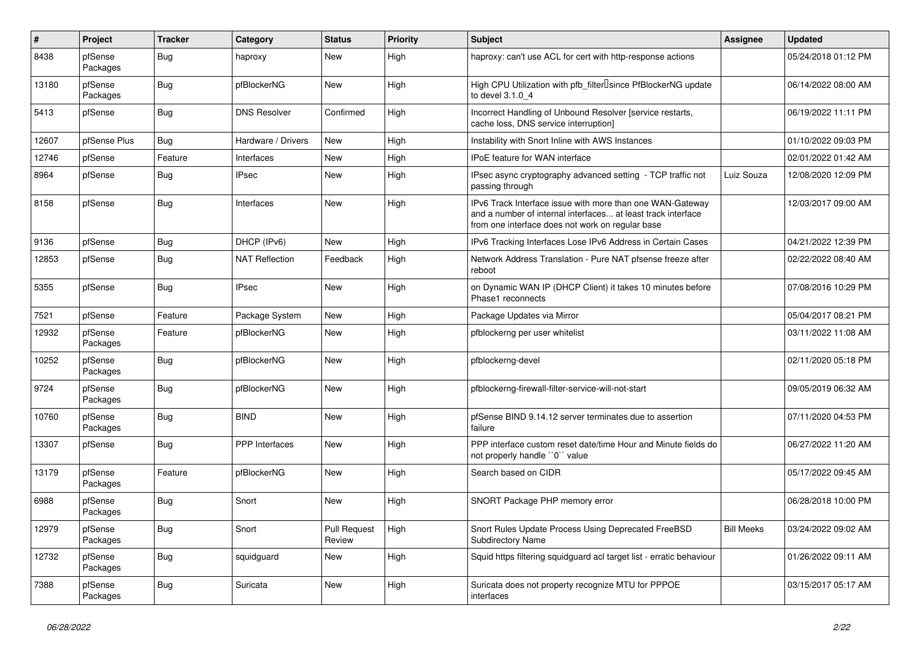| # | Project | Tracker | Category | Status | Priority | Subject | Assignee | Updated |
|---|---|---|---|---|---|---|---|---|
| 8438 | pfSense Packages | Bug | haproxy | New | High | haproxy: can't use ACL for cert with http-response actions | | 05/24/2018 01:12 PM |
| 13180 | pfSense Packages | Bug | pfBlockerNG | New | High | High CPU Utilization with pfb_filter since PfBlockerNG update to devel 3.1.0_4 | | 06/14/2022 08:00 AM |
| 5413 | pfSense | Bug | DNS Resolver | Confirmed | High | Incorrect Handling of Unbound Resolver [service restarts, cache loss, DNS service interruption] | | 06/19/2022 11:11 PM |
| 12607 | pfSense Plus | Bug | Hardware / Drivers | New | High | Instability with Snort Inline with AWS Instances | | 01/10/2022 09:03 PM |
| 12746 | pfSense | Feature | Interfaces | New | High | IPoE feature for WAN interface | | 02/01/2022 01:42 AM |
| 8964 | pfSense | Bug | IPsec | New | High | IPsec async cryptography advanced setting - TCP traffic not passing through | Luiz Souza | 12/08/2020 12:09 PM |
| 8158 | pfSense | Bug | Interfaces | New | High | IPv6 Track Interface issue with more than one WAN-Gateway and a number of internal interfaces... at least track interface from one interface does not work on regular base | | 12/03/2017 09:00 AM |
| 9136 | pfSense | Bug | DHCP (IPv6) | New | High | IPv6 Tracking Interfaces Lose IPv6 Address in Certain Cases | | 04/21/2022 12:39 PM |
| 12853 | pfSense | Bug | NAT Reflection | Feedback | High | Network Address Translation - Pure NAT pfsense freeze after reboot | | 02/22/2022 08:40 AM |
| 5355 | pfSense | Bug | IPsec | New | High | on Dynamic WAN IP (DHCP Client) it takes 10 minutes before Phase1 reconnects | | 07/08/2016 10:29 PM |
| 7521 | pfSense | Feature | Package System | New | High | Package Updates via Mirror | | 05/04/2017 08:21 PM |
| 12932 | pfSense Packages | Feature | pfBlockerNG | New | High | pfblockerng per user whitelist | | 03/11/2022 11:08 AM |
| 10252 | pfSense Packages | Bug | pfBlockerNG | New | High | pfblockerng-devel | | 02/11/2020 05:18 PM |
| 9724 | pfSense Packages | Bug | pfBlockerNG | New | High | pfblockerng-firewall-filter-service-will-not-start | | 09/05/2019 06:32 AM |
| 10760 | pfSense Packages | Bug | BIND | New | High | pfSense BIND 9.14.12 server terminates due to assertion failure | | 07/11/2020 04:53 PM |
| 13307 | pfSense | Bug | PPP Interfaces | New | High | PPP interface custom reset date/time Hour and Minute fields do not properly handle ``0`` value | | 06/27/2022 11:20 AM |
| 13179 | pfSense Packages | Feature | pfBlockerNG | New | High | Search based on CIDR | | 05/17/2022 09:45 AM |
| 6988 | pfSense Packages | Bug | Snort | New | High | SNORT Package PHP memory error | | 06/28/2018 10:00 PM |
| 12979 | pfSense Packages | Bug | Snort | Pull Request Review | High | Snort Rules Update Process Using Deprecated FreeBSD Subdirectory Name | Bill Meeks | 03/24/2022 09:02 AM |
| 12732 | pfSense Packages | Bug | squidguard | New | High | Squid https filtering squidguard acl target list - erratic behaviour | | 01/26/2022 09:11 AM |
| 7388 | pfSense Packages | Bug | Suricata | New | High | Suricata does not property recognize MTU for PPPOE interfaces | | 03/15/2017 05:17 AM |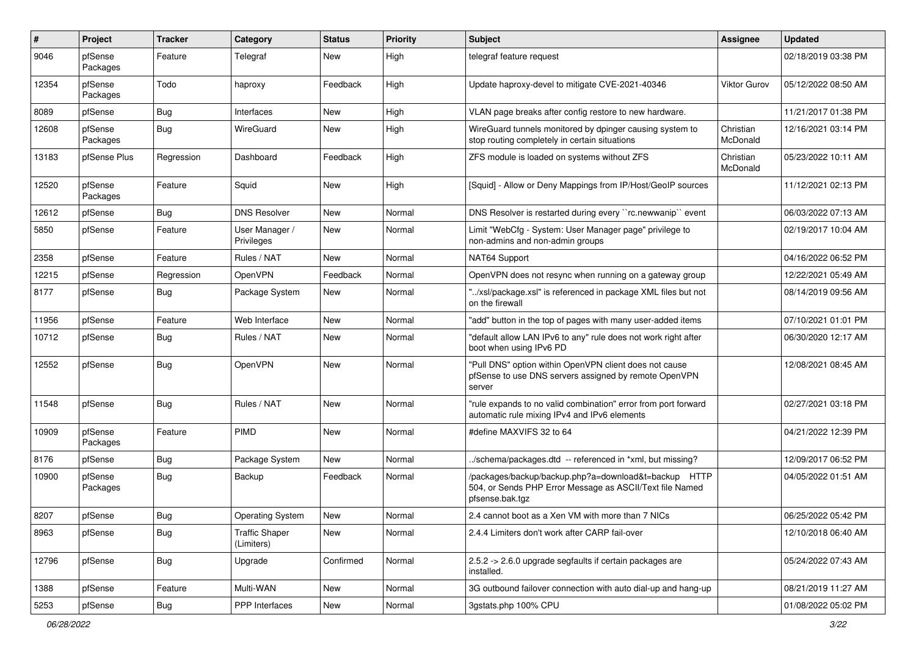| # | Project | Tracker | Category | Status | Priority | Subject | Assignee | Updated |
|---|---|---|---|---|---|---|---|---|
| 9046 | pfSense Packages | Feature | Telegraf | New | High | telegraf feature request | | 02/18/2019 03:38 PM |
| 12354 | pfSense Packages | Todo | haproxy | Feedback | High | Update haproxy-devel to mitigate CVE-2021-40346 | Viktor Gurov | 05/12/2022 08:50 AM |
| 8089 | pfSense | Bug | Interfaces | New | High | VLAN page breaks after config restore to new hardware. | | 11/21/2017 01:38 PM |
| 12608 | pfSense Packages | Bug | WireGuard | New | High | WireGuard tunnels monitored by dpinger causing system to stop routing completely in certain situations | Christian McDonald | 12/16/2021 03:14 PM |
| 13183 | pfSense Plus | Regression | Dashboard | Feedback | High | ZFS module is loaded on systems without ZFS | Christian McDonald | 05/23/2022 10:11 AM |
| 12520 | pfSense Packages | Feature | Squid | New | High | [Squid] - Allow or Deny Mappings from IP/Host/GeoIP sources | | 11/12/2021 02:13 PM |
| 12612 | pfSense | Bug | DNS Resolver | New | Normal | DNS Resolver is restarted during every ``rc.newwanip`` event | | 06/03/2022 07:13 AM |
| 5850 | pfSense | Feature | User Manager / Privileges | New | Normal | Limit "WebCfg - System: User Manager page" privilege to non-admins and non-admin groups | | 02/19/2017 10:04 AM |
| 2358 | pfSense | Feature | Rules / NAT | New | Normal | NAT64 Support | | 04/16/2022 06:52 PM |
| 12215 | pfSense | Regression | OpenVPN | Feedback | Normal | OpenVPN does not resync when running on a gateway group | | 12/22/2021 05:49 AM |
| 8177 | pfSense | Bug | Package System | New | Normal | "../xsl/package.xsl" is referenced in package XML files but not on the firewall | | 08/14/2019 09:56 AM |
| 11956 | pfSense | Feature | Web Interface | New | Normal | "add" button in the top of pages with many user-added items | | 07/10/2021 01:01 PM |
| 10712 | pfSense | Bug | Rules / NAT | New | Normal | "default allow LAN IPv6 to any" rule does not work right after boot when using IPv6 PD | | 06/30/2020 12:17 AM |
| 12552 | pfSense | Bug | OpenVPN | New | Normal | "Pull DNS" option within OpenVPN client does not cause pfSense to use DNS servers assigned by remote OpenVPN server | | 12/08/2021 08:45 AM |
| 11548 | pfSense | Bug | Rules / NAT | New | Normal | "rule expands to no valid combination" error from port forward automatic rule mixing IPv4 and IPv6 elements | | 02/27/2021 03:18 PM |
| 10909 | pfSense Packages | Feature | PIMD | New | Normal | #define MAXVIFS 32 to 64 | | 04/21/2022 12:39 PM |
| 8176 | pfSense | Bug | Package System | New | Normal | ../schema/packages.dtd -- referenced in *xml, but missing? | | 12/09/2017 06:52 PM |
| 10900 | pfSense Packages | Bug | Backup | Feedback | Normal | /packages/backup/backup.php?a=download&t=backup HTTP 504, or Sends PHP Error Message as ASCII/Text file Named pfsense.bak.tgz | | 04/05/2022 01:51 AM |
| 8207 | pfSense | Bug | Operating System | New | Normal | 2.4 cannot boot as a Xen VM with more than 7 NICs | | 06/25/2022 05:42 PM |
| 8963 | pfSense | Bug | Traffic Shaper (Limiters) | New | Normal | 2.4.4 Limiters don't work after CARP fail-over | | 12/10/2018 06:40 AM |
| 12796 | pfSense | Bug | Upgrade | Confirmed | Normal | 2.5.2 -> 2.6.0 upgrade segfaults if certain packages are installed. | | 05/24/2022 07:43 AM |
| 1388 | pfSense | Feature | Multi-WAN | New | Normal | 3G outbound failover connection with auto dial-up and hang-up | | 08/21/2019 11:27 AM |
| 5253 | pfSense | Bug | PPP Interfaces | New | Normal | 3gstats.php 100% CPU | | 01/08/2022 05:02 PM |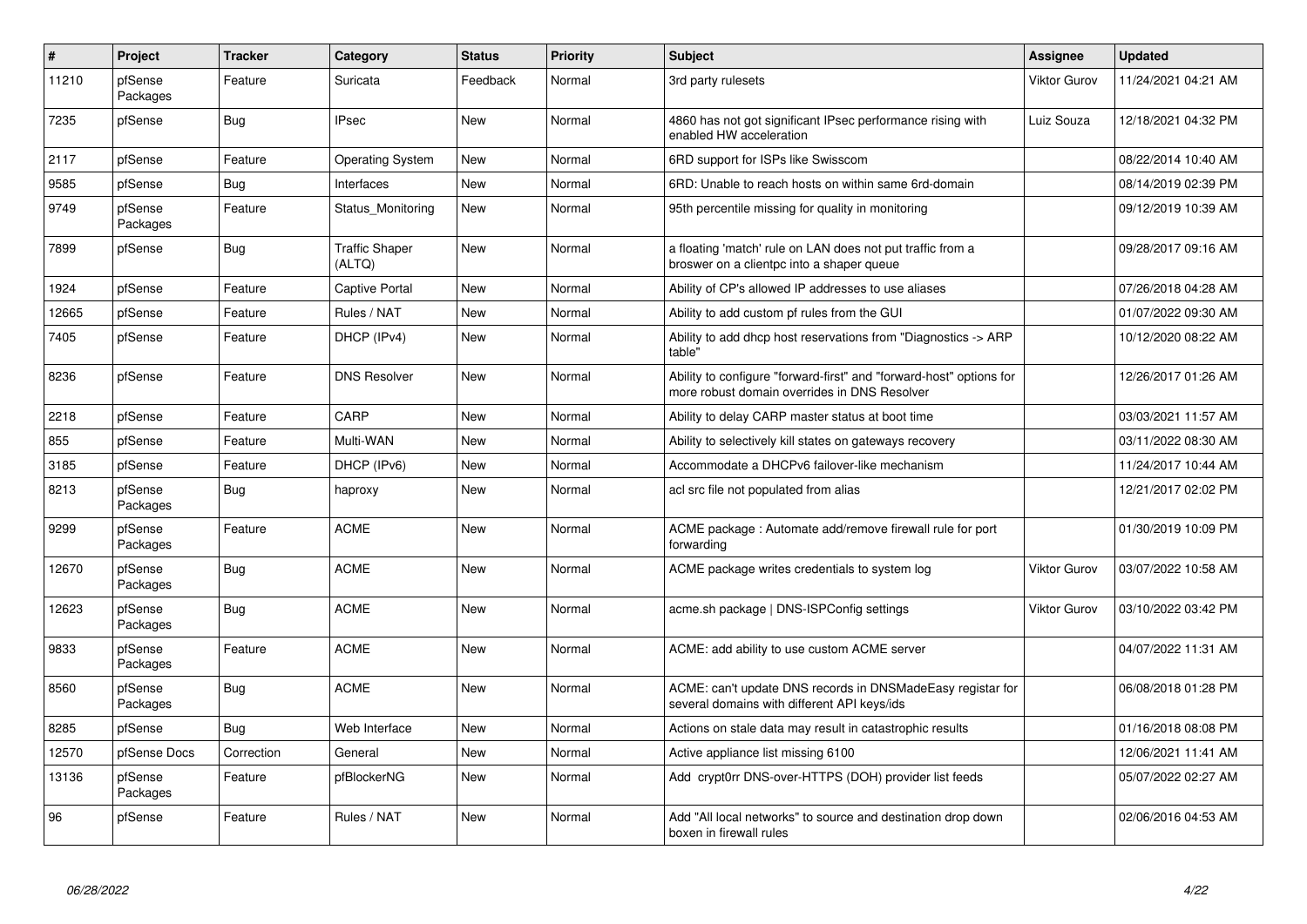| # | Project | Tracker | Category | Status | Priority | Subject | Assignee | Updated |
|---|---|---|---|---|---|---|---|---|
| 11210 | pfSense Packages | Feature | Suricata | Feedback | Normal | 3rd party rulesets | Viktor Gurov | 11/24/2021 04:21 AM |
| 7235 | pfSense | Bug | IPsec | New | Normal | 4860 has not got significant IPsec performance rising with enabled HW acceleration | Luiz Souza | 12/18/2021 04:32 PM |
| 2117 | pfSense | Feature | Operating System | New | Normal | 6RD support for ISPs like Swisscom | | 08/22/2014 10:40 AM |
| 9585 | pfSense | Bug | Interfaces | New | Normal | 6RD: Unable to reach hosts on within same 6rd-domain | | 08/14/2019 02:39 PM |
| 9749 | pfSense Packages | Feature | Status_Monitoring | New | Normal | 95th percentile missing for quality in monitoring | | 09/12/2019 10:39 AM |
| 7899 | pfSense | Bug | Traffic Shaper (ALTQ) | New | Normal | a floating 'match' rule on LAN does not put traffic from a broswer on a clientpc into a shaper queue | | 09/28/2017 09:16 AM |
| 1924 | pfSense | Feature | Captive Portal | New | Normal | Ability of CP's allowed IP addresses to use aliases | | 07/26/2018 04:28 AM |
| 12665 | pfSense | Feature | Rules / NAT | New | Normal | Ability to add custom pf rules from the GUI | | 01/07/2022 09:30 AM |
| 7405 | pfSense | Feature | DHCP (IPv4) | New | Normal | Ability to add dhcp host reservations from "Diagnostics -> ARP table" | | 10/12/2020 08:22 AM |
| 8236 | pfSense | Feature | DNS Resolver | New | Normal | Ability to configure "forward-first" and "forward-host" options for more robust domain overrides in DNS Resolver | | 12/26/2017 01:26 AM |
| 2218 | pfSense | Feature | CARP | New | Normal | Ability to delay CARP master status at boot time | | 03/03/2021 11:57 AM |
| 855 | pfSense | Feature | Multi-WAN | New | Normal | Ability to selectively kill states on gateways recovery | | 03/11/2022 08:30 AM |
| 3185 | pfSense | Feature | DHCP (IPv6) | New | Normal | Accommodate a DHCPv6 failover-like mechanism | | 11/24/2017 10:44 AM |
| 8213 | pfSense Packages | Bug | haproxy | New | Normal | acl src file not populated from alias | | 12/21/2017 02:02 PM |
| 9299 | pfSense Packages | Feature | ACME | New | Normal | ACME package : Automate add/remove firewall rule for port forwarding | | 01/30/2019 10:09 PM |
| 12670 | pfSense Packages | Bug | ACME | New | Normal | ACME package writes credentials to system log | Viktor Gurov | 03/07/2022 10:58 AM |
| 12623 | pfSense Packages | Bug | ACME | New | Normal | acme.sh package \| DNS-ISPConfig settings | Viktor Gurov | 03/10/2022 03:42 PM |
| 9833 | pfSense Packages | Feature | ACME | New | Normal | ACME: add ability to use custom ACME server | | 04/07/2022 11:31 AM |
| 8560 | pfSense Packages | Bug | ACME | New | Normal | ACME: can't update DNS records in DNSMadeEasy registar for several domains with different API keys/ids | | 06/08/2018 01:28 PM |
| 8285 | pfSense | Bug | Web Interface | New | Normal | Actions on stale data may result in catastrophic results | | 01/16/2018 08:08 PM |
| 12570 | pfSense Docs | Correction | General | New | Normal | Active appliance list missing 6100 | | 12/06/2021 11:41 AM |
| 13136 | pfSense Packages | Feature | pfBlockerNG | New | Normal | Add crypt0rr DNS-over-HTTPS (DOH) provider list feeds | | 05/07/2022 02:27 AM |
| 96 | pfSense | Feature | Rules / NAT | New | Normal | Add "All local networks" to source and destination drop down boxen in firewall rules | | 02/06/2016 04:53 AM |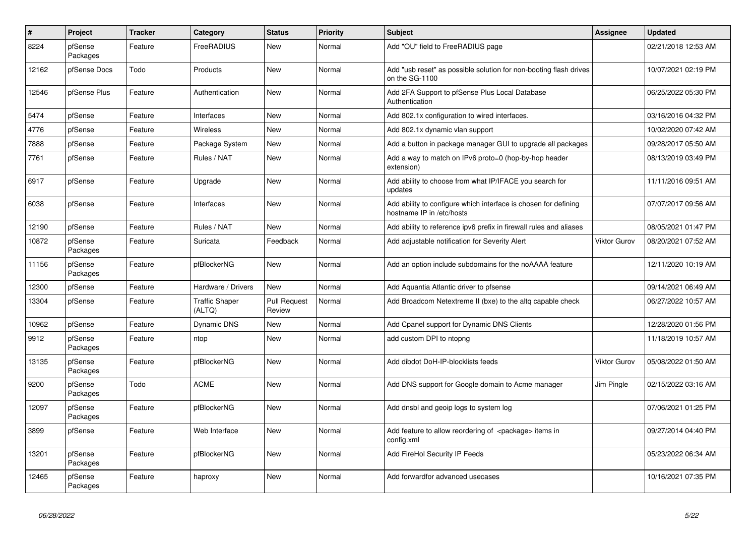| # | Project | Tracker | Category | Status | Priority | Subject | Assignee | Updated |
|---|---|---|---|---|---|---|---|---|
| 8224 | pfSense Packages | Feature | FreeRADIUS | New | Normal | Add "OU" field to FreeRADIUS page | | 02/21/2018 12:53 AM |
| 12162 | pfSense Docs | Todo | Products | New | Normal | Add "usb reset" as possible solution for non-booting flash drives on the SG-1100 | | 10/07/2021 02:19 PM |
| 12546 | pfSense Plus | Feature | Authentication | New | Normal | Add 2FA Support to pfSense Plus Local Database Authentication | | 06/25/2022 05:30 PM |
| 5474 | pfSense | Feature | Interfaces | New | Normal | Add 802.1x configuration to wired interfaces. | | 03/16/2016 04:32 PM |
| 4776 | pfSense | Feature | Wireless | New | Normal | Add 802.1x dynamic vlan support | | 10/02/2020 07:42 AM |
| 7888 | pfSense | Feature | Package System | New | Normal | Add a button in package manager GUI to upgrade all packages | | 09/28/2017 05:50 AM |
| 7761 | pfSense | Feature | Rules / NAT | New | Normal | Add a way to match on IPv6 proto=0 (hop-by-hop header extension) | | 08/13/2019 03:49 PM |
| 6917 | pfSense | Feature | Upgrade | New | Normal | Add ability to choose from what IP/IFACE you search for updates | | 11/11/2016 09:51 AM |
| 6038 | pfSense | Feature | Interfaces | New | Normal | Add ability to configure which interface is chosen for defining hostname IP in /etc/hosts | | 07/07/2017 09:56 AM |
| 12190 | pfSense | Feature | Rules / NAT | New | Normal | Add ability to reference ipv6 prefix in firewall rules and aliases | | 08/05/2021 01:47 PM |
| 10872 | pfSense Packages | Feature | Suricata | Feedback | Normal | Add adjustable notification for Severity Alert | Viktor Gurov | 08/20/2021 07:52 AM |
| 11156 | pfSense Packages | Feature | pfBlockerNG | New | Normal | Add an option include subdomains for the noAAAA feature | | 12/11/2020 10:19 AM |
| 12300 | pfSense | Feature | Hardware / Drivers | New | Normal | Add Aquantia Atlantic driver to pfsense | | 09/14/2021 06:49 AM |
| 13304 | pfSense | Feature | Traffic Shaper (ALTQ) | Pull Request Review | Normal | Add Broadcom Netextreme II (bxe) to the altq capable check | | 06/27/2022 10:57 AM |
| 10962 | pfSense | Feature | Dynamic DNS | New | Normal | Add Cpanel support for Dynamic DNS Clients | | 12/28/2020 01:56 PM |
| 9912 | pfSense Packages | Feature | ntop | New | Normal | add custom DPI to ntopng | | 11/18/2019 10:57 AM |
| 13135 | pfSense Packages | Feature | pfBlockerNG | New | Normal | Add dibdot DoH-IP-blocklists feeds | Viktor Gurov | 05/08/2022 01:50 AM |
| 9200 | pfSense Packages | Todo | ACME | New | Normal | Add DNS support for Google domain to Acme manager | Jim Pingle | 02/15/2022 03:16 AM |
| 12097 | pfSense Packages | Feature | pfBlockerNG | New | Normal | Add dnsbl and geoip logs to system log | | 07/06/2021 01:25 PM |
| 3899 | pfSense | Feature | Web Interface | New | Normal | Add feature to allow reordering of <package> items in config.xml | | 09/27/2014 04:40 PM |
| 13201 | pfSense Packages | Feature | pfBlockerNG | New | Normal | Add FireHol Security IP Feeds | | 05/23/2022 06:34 AM |
| 12465 | pfSense Packages | Feature | haproxy | New | Normal | Add forwardfor advanced usecases | | 10/16/2021 07:35 PM |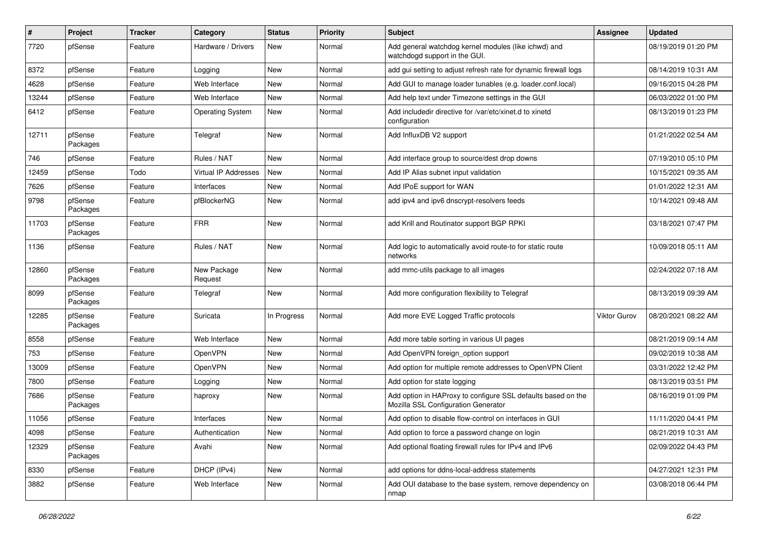| # | Project | Tracker | Category | Status | Priority | Subject | Assignee | Updated |
|---|---|---|---|---|---|---|---|---|
| 7720 | pfSense | Feature | Hardware / Drivers | New | Normal | Add general watchdog kernel modules (like ichwd) and watchdogd support in the GUI. | | 08/19/2019 01:20 PM |
| 8372 | pfSense | Feature | Logging | New | Normal | add gui setting to adjust refresh rate for dynamic firewall logs | | 08/14/2019 10:31 AM |
| 4628 | pfSense | Feature | Web Interface | New | Normal | Add GUI to manage loader tunables (e.g. loader.conf.local) | | 09/16/2015 04:28 PM |
| 13244 | pfSense | Feature | Web Interface | New | Normal | Add help text under Timezone settings in the GUI | | 06/03/2022 01:00 PM |
| 6412 | pfSense | Feature | Operating System | New | Normal | Add includedir directive for /var/etc/xinet.d to xinetd configuration | | 08/13/2019 01:23 PM |
| 12711 | pfSense Packages | Feature | Telegraf | New | Normal | Add InfluxDB V2 support | | 01/21/2022 02:54 AM |
| 746 | pfSense | Feature | Rules / NAT | New | Normal | Add interface group to source/dest drop downs | | 07/19/2010 05:10 PM |
| 12459 | pfSense | Todo | Virtual IP Addresses | New | Normal | Add IP Alias subnet input validation | | 10/15/2021 09:35 AM |
| 7626 | pfSense | Feature | Interfaces | New | Normal | Add IPoE support for WAN | | 01/01/2022 12:31 AM |
| 9798 | pfSense Packages | Feature | pfBlockerNG | New | Normal | add ipv4 and ipv6 dnscrypt-resolvers feeds | | 10/14/2021 09:48 AM |
| 11703 | pfSense Packages | Feature | FRR | New | Normal | add Krill and Routinator support BGP RPKI | | 03/18/2021 07:47 PM |
| 1136 | pfSense | Feature | Rules / NAT | New | Normal | Add logic to automatically avoid route-to for static route networks | | 10/09/2018 05:11 AM |
| 12860 | pfSense Packages | Feature | New Package Request | New | Normal | add mmc-utils package to all images | | 02/24/2022 07:18 AM |
| 8099 | pfSense Packages | Feature | Telegraf | New | Normal | Add more configuration flexibility to Telegraf | | 08/13/2019 09:39 AM |
| 12285 | pfSense Packages | Feature | Suricata | In Progress | Normal | Add more EVE Logged Traffic protocols | Viktor Gurov | 08/20/2021 08:22 AM |
| 8558 | pfSense | Feature | Web Interface | New | Normal | Add more table sorting in various UI pages | | 08/21/2019 09:14 AM |
| 753 | pfSense | Feature | OpenVPN | New | Normal | Add OpenVPN foreign_option support | | 09/02/2019 10:38 AM |
| 13009 | pfSense | Feature | OpenVPN | New | Normal | Add option for multiple remote addresses to OpenVPN Client | | 03/31/2022 12:42 PM |
| 7800 | pfSense | Feature | Logging | New | Normal | Add option for state logging | | 08/13/2019 03:51 PM |
| 7686 | pfSense Packages | Feature | haproxy | New | Normal | Add option in HAProxy to configure SSL defaults based on the Mozilla SSL Configuration Generator | | 08/16/2019 01:09 PM |
| 11056 | pfSense | Feature | Interfaces | New | Normal | Add option to disable flow-control on interfaces in GUI | | 11/11/2020 04:41 PM |
| 4098 | pfSense | Feature | Authentication | New | Normal | Add option to force a password change on login | | 08/21/2019 10:31 AM |
| 12329 | pfSense Packages | Feature | Avahi | New | Normal | Add optional floating firewall rules for IPv4 and IPv6 | | 02/09/2022 04:43 PM |
| 8330 | pfSense | Feature | DHCP (IPv4) | New | Normal | add options for ddns-local-address statements | | 04/27/2021 12:31 PM |
| 3882 | pfSense | Feature | Web Interface | New | Normal | Add OUI database to the base system, remove dependency on nmap | | 03/08/2018 06:44 PM |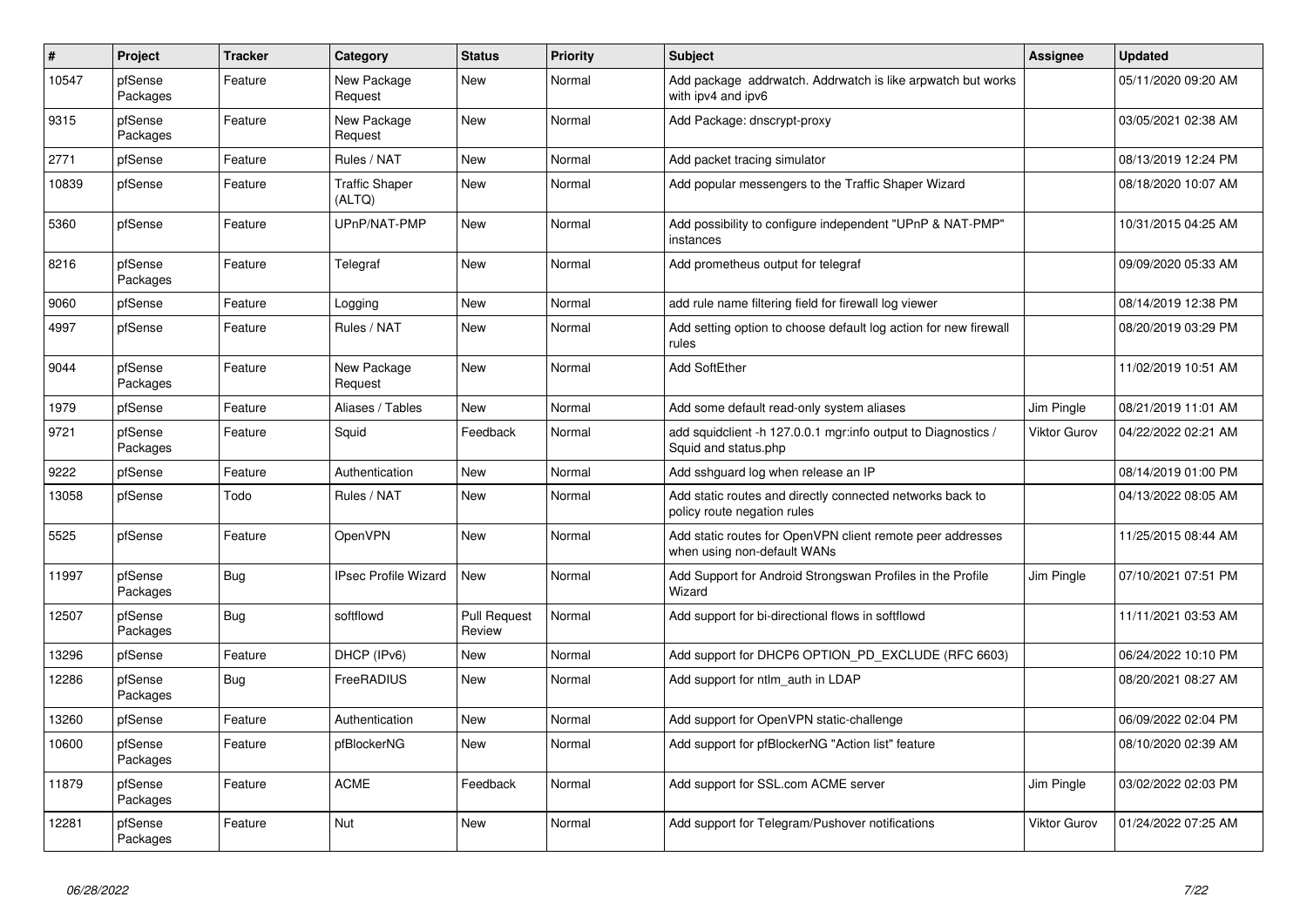| # | Project | Tracker | Category | Status | Priority | Subject | Assignee | Updated |
|---|---|---|---|---|---|---|---|---|
| 10547 | pfSense Packages | Feature | New Package Request | New | Normal | Add package addrwatch. Addrwatch is like arpwatch but works with ipv4 and ipv6 | | 05/11/2020 09:20 AM |
| 9315 | pfSense Packages | Feature | New Package Request | New | Normal | Add Package: dnscrypt-proxy | | 03/05/2021 02:38 AM |
| 2771 | pfSense | Feature | Rules / NAT | New | Normal | Add packet tracing simulator | | 08/13/2019 12:24 PM |
| 10839 | pfSense | Feature | Traffic Shaper (ALTQ) | New | Normal | Add popular messengers to the Traffic Shaper Wizard | | 08/18/2020 10:07 AM |
| 5360 | pfSense | Feature | UPnP/NAT-PMP | New | Normal | Add possibility to configure independent "UPnP & NAT-PMP" instances | | 10/31/2015 04:25 AM |
| 8216 | pfSense Packages | Feature | Telegraf | New | Normal | Add prometheus output for telegraf | | 09/09/2020 05:33 AM |
| 9060 | pfSense | Feature | Logging | New | Normal | add rule name filtering field for firewall log viewer | | 08/14/2019 12:38 PM |
| 4997 | pfSense | Feature | Rules / NAT | New | Normal | Add setting option to choose default log action for new firewall rules | | 08/20/2019 03:29 PM |
| 9044 | pfSense Packages | Feature | New Package Request | New | Normal | Add SoftEther | | 11/02/2019 10:51 AM |
| 1979 | pfSense | Feature | Aliases / Tables | New | Normal | Add some default read-only system aliases | Jim Pingle | 08/21/2019 11:01 AM |
| 9721 | pfSense Packages | Feature | Squid | Feedback | Normal | add squidclient -h 127.0.0.1 mgr:info output to Diagnostics / Squid and status.php | Viktor Gurov | 04/22/2022 02:21 AM |
| 9222 | pfSense | Feature | Authentication | New | Normal | Add sshguard log when release an IP | | 08/14/2019 01:00 PM |
| 13058 | pfSense | Todo | Rules / NAT | New | Normal | Add static routes and directly connected networks back to policy route negation rules | | 04/13/2022 08:05 AM |
| 5525 | pfSense | Feature | OpenVPN | New | Normal | Add static routes for OpenVPN client remote peer addresses when using non-default WANs | | 11/25/2015 08:44 AM |
| 11997 | pfSense Packages | Bug | IPsec Profile Wizard | New | Normal | Add Support for Android Strongswan Profiles in the Profile Wizard | Jim Pingle | 07/10/2021 07:51 PM |
| 12507 | pfSense Packages | Bug | softflowd | Pull Request Review | Normal | Add support for bi-directional flows in softflowd | | 11/11/2021 03:53 AM |
| 13296 | pfSense | Feature | DHCP (IPv6) | New | Normal | Add support for DHCP6 OPTION_PD_EXCLUDE (RFC 6603) | | 06/24/2022 10:10 PM |
| 12286 | pfSense Packages | Bug | FreeRADIUS | New | Normal | Add support for ntlm_auth in LDAP | | 08/20/2021 08:27 AM |
| 13260 | pfSense | Feature | Authentication | New | Normal | Add support for OpenVPN static-challenge | | 06/09/2022 02:04 PM |
| 10600 | pfSense Packages | Feature | pfBlockerNG | New | Normal | Add support for pfBlockerNG "Action list" feature | | 08/10/2020 02:39 AM |
| 11879 | pfSense Packages | Feature | ACME | Feedback | Normal | Add support for SSL.com ACME server | Jim Pingle | 03/02/2022 02:03 PM |
| 12281 | pfSense Packages | Feature | Nut | New | Normal | Add support for Telegram/Pushover notifications | Viktor Gurov | 01/24/2022 07:25 AM |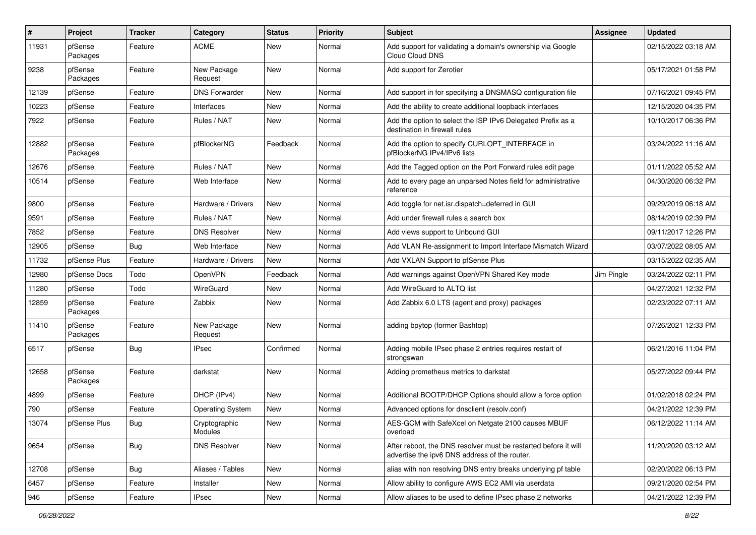| # | Project | Tracker | Category | Status | Priority | Subject | Assignee | Updated |
|---|---|---|---|---|---|---|---|---|
| 11931 | pfSense Packages | Feature | ACME | New | Normal | Add support for validating a domain's ownership via Google Cloud Cloud DNS | | 02/15/2022 03:18 AM |
| 9238 | pfSense Packages | Feature | New Package Request | New | Normal | Add support for Zerotier | | 05/17/2021 01:58 PM |
| 12139 | pfSense | Feature | DNS Forwarder | New | Normal | Add support in for specifying a DNSMASQ configuration file | | 07/16/2021 09:45 PM |
| 10223 | pfSense | Feature | Interfaces | New | Normal | Add the ability to create additional loopback interfaces | | 12/15/2020 04:35 PM |
| 7922 | pfSense | Feature | Rules / NAT | New | Normal | Add the option to select the ISP IPv6 Delegated Prefix as a destination in firewall rules | | 10/10/2017 06:36 PM |
| 12882 | pfSense Packages | Feature | pfBlockerNG | Feedback | Normal | Add the option to specify CURLOPT_INTERFACE in pfBlockerNG IPv4/IPv6 lists | | 03/24/2022 11:16 AM |
| 12676 | pfSense | Feature | Rules / NAT | New | Normal | Add the Tagged option on the Port Forward rules edit page | | 01/11/2022 05:52 AM |
| 10514 | pfSense | Feature | Web Interface | New | Normal | Add to every page an unparsed Notes field for administrative reference | | 04/30/2020 06:32 PM |
| 9800 | pfSense | Feature | Hardware / Drivers | New | Normal | Add toggle for net.isr.dispatch=deferred in GUI | | 09/29/2019 06:18 AM |
| 9591 | pfSense | Feature | Rules / NAT | New | Normal | Add under firewall rules a search box | | 08/14/2019 02:39 PM |
| 7852 | pfSense | Feature | DNS Resolver | New | Normal | Add views support to Unbound GUI | | 09/11/2017 12:26 PM |
| 12905 | pfSense | Bug | Web Interface | New | Normal | Add VLAN Re-assignment to Import Interface Mismatch Wizard | | 03/07/2022 08:05 AM |
| 11732 | pfSense Plus | Feature | Hardware / Drivers | New | Normal | Add VXLAN Support to pfSense Plus | | 03/15/2022 02:35 AM |
| 12980 | pfSense Docs | Todo | OpenVPN | Feedback | Normal | Add warnings against OpenVPN Shared Key mode | Jim Pingle | 03/24/2022 02:11 PM |
| 11280 | pfSense | Todo | WireGuard | New | Normal | Add WireGuard to ALTQ list | | 04/27/2021 12:32 PM |
| 12859 | pfSense Packages | Feature | Zabbix | New | Normal | Add Zabbix 6.0 LTS (agent and proxy) packages | | 02/23/2022 07:11 AM |
| 11410 | pfSense Packages | Feature | New Package Request | New | Normal | adding bpytop (former Bashtop) | | 07/26/2021 12:33 PM |
| 6517 | pfSense | Bug | IPsec | Confirmed | Normal | Adding mobile IPsec phase 2 entries requires restart of strongswan | | 06/21/2016 11:04 PM |
| 12658 | pfSense Packages | Feature | darkstat | New | Normal | Adding prometheus metrics to darkstat | | 05/27/2022 09:44 PM |
| 4899 | pfSense | Feature | DHCP (IPv4) | New | Normal | Additional BOOTP/DHCP Options should allow a force option | | 01/02/2018 02:24 PM |
| 790 | pfSense | Feature | Operating System | New | Normal | Advanced options for dnsclient (resolv.conf) | | 04/21/2022 12:39 PM |
| 13074 | pfSense Plus | Bug | Cryptographic Modules | New | Normal | AES-GCM with SafeXcel on Netgate 2100 causes MBUF overload | | 06/12/2022 11:14 AM |
| 9654 | pfSense | Bug | DNS Resolver | New | Normal | After reboot, the DNS resolver must be restarted before it will advertise the ipv6 DNS address of the router. | | 11/20/2020 03:12 AM |
| 12708 | pfSense | Bug | Aliases / Tables | New | Normal | alias with non resolving DNS entry breaks underlying pf table | | 02/20/2022 06:13 PM |
| 6457 | pfSense | Feature | Installer | New | Normal | Allow ability to configure AWS EC2 AMI via userdata | | 09/21/2020 02:54 PM |
| 946 | pfSense | Feature | IPsec | New | Normal | Allow aliases to be used to define IPsec phase 2 networks | | 04/21/2022 12:39 PM |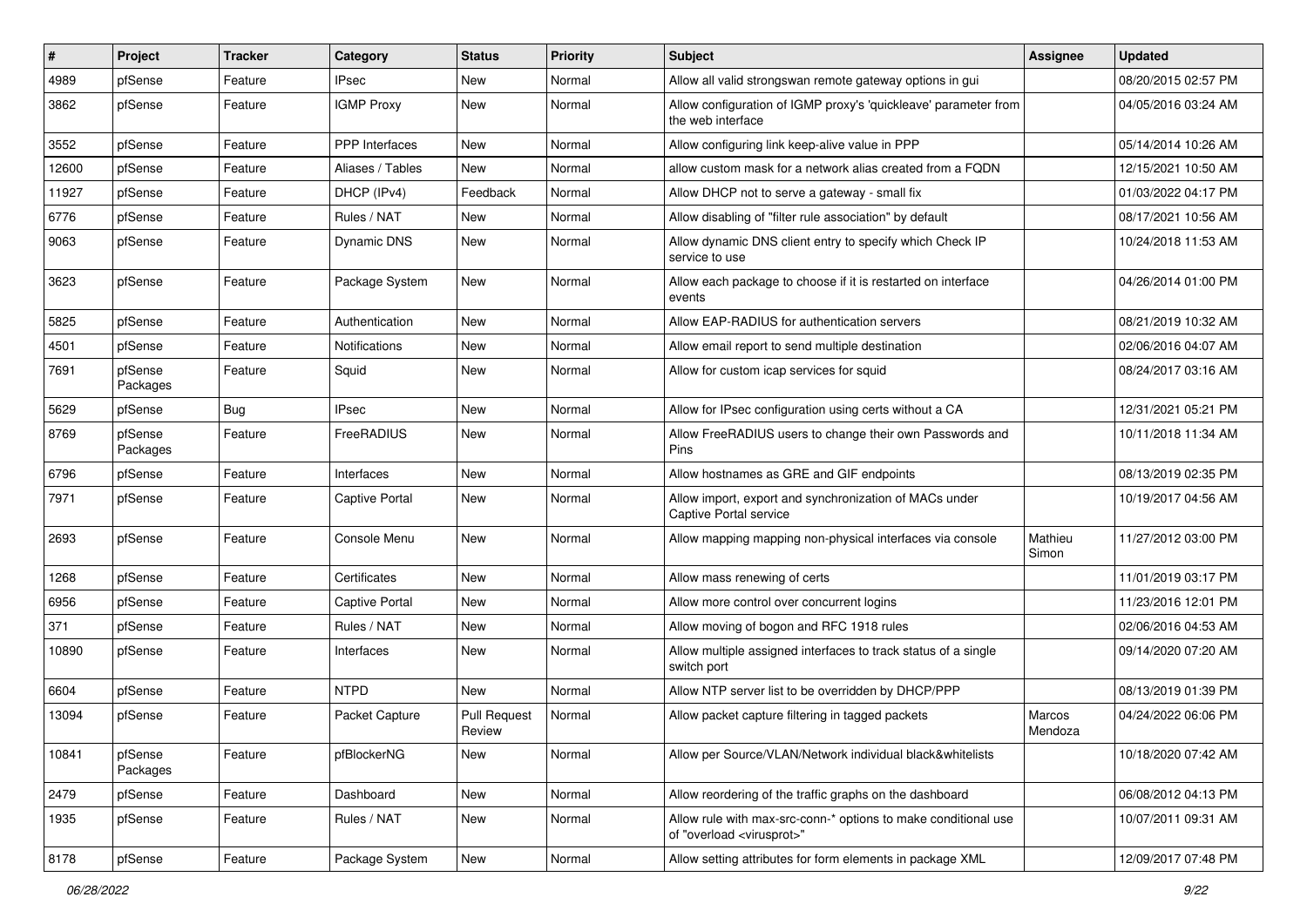| # | Project | Tracker | Category | Status | Priority | Subject | Assignee | Updated |
|---|---|---|---|---|---|---|---|---|
| 4989 | pfSense | Feature | IPsec | New | Normal | Allow all valid strongswan remote gateway options in gui | | 08/20/2015 02:57 PM |
| 3862 | pfSense | Feature | IGMP Proxy | New | Normal | Allow configuration of IGMP proxy's 'quickleave' parameter from the web interface | | 04/05/2016 03:24 AM |
| 3552 | pfSense | Feature | PPP Interfaces | New | Normal | Allow configuring link keep-alive value in PPP | | 05/14/2014 10:26 AM |
| 12600 | pfSense | Feature | Aliases / Tables | New | Normal | allow custom mask for a network alias created from a FQDN | | 12/15/2021 10:50 AM |
| 11927 | pfSense | Feature | DHCP (IPv4) | Feedback | Normal | Allow DHCP not to serve a gateway - small fix | | 01/03/2022 04:17 PM |
| 6776 | pfSense | Feature | Rules / NAT | New | Normal | Allow disabling of "filter rule association" by default | | 08/17/2021 10:56 AM |
| 9063 | pfSense | Feature | Dynamic DNS | New | Normal | Allow dynamic DNS client entry to specify which Check IP service to use | | 10/24/2018 11:53 AM |
| 3623 | pfSense | Feature | Package System | New | Normal | Allow each package to choose if it is restarted on interface events | | 04/26/2014 01:00 PM |
| 5825 | pfSense | Feature | Authentication | New | Normal | Allow EAP-RADIUS for authentication servers | | 08/21/2019 10:32 AM |
| 4501 | pfSense | Feature | Notifications | New | Normal | Allow email report to send multiple destination | | 02/06/2016 04:07 AM |
| 7691 | pfSense Packages | Feature | Squid | New | Normal | Allow for custom icap services for squid | | 08/24/2017 03:16 AM |
| 5629 | pfSense | Bug | IPsec | New | Normal | Allow for IPsec configuration using certs without a CA | | 12/31/2021 05:21 PM |
| 8769 | pfSense Packages | Feature | FreeRADIUS | New | Normal | Allow FreeRADIUS users to change their own Passwords and Pins | | 10/11/2018 11:34 AM |
| 6796 | pfSense | Feature | Interfaces | New | Normal | Allow hostnames as GRE and GIF endpoints | | 08/13/2019 02:35 PM |
| 7971 | pfSense | Feature | Captive Portal | New | Normal | Allow import, export and synchronization of MACs under Captive Portal service | | 10/19/2017 04:56 AM |
| 2693 | pfSense | Feature | Console Menu | New | Normal | Allow mapping mapping non-physical interfaces via console | Mathieu Simon | 11/27/2012 03:00 PM |
| 1268 | pfSense | Feature | Certificates | New | Normal | Allow mass renewing of certs | | 11/01/2019 03:17 PM |
| 6956 | pfSense | Feature | Captive Portal | New | Normal | Allow more control over concurrent logins | | 11/23/2016 12:01 PM |
| 371 | pfSense | Feature | Rules / NAT | New | Normal | Allow moving of bogon and RFC 1918 rules | | 02/06/2016 04:53 AM |
| 10890 | pfSense | Feature | Interfaces | New | Normal | Allow multiple assigned interfaces to track status of a single switch port | | 09/14/2020 07:20 AM |
| 6604 | pfSense | Feature | NTPD | New | Normal | Allow NTP server list to be overridden by DHCP/PPP | | 08/13/2019 01:39 PM |
| 13094 | pfSense | Feature | Packet Capture | Pull Request Review | Normal | Allow packet capture filtering in tagged packets | Marcos Mendoza | 04/24/2022 06:06 PM |
| 10841 | pfSense Packages | Feature | pfBlockerNG | New | Normal | Allow per Source/VLAN/Network individual black&whitelists | | 10/18/2020 07:42 AM |
| 2479 | pfSense | Feature | Dashboard | New | Normal | Allow reordering of the traffic graphs on the dashboard | | 06/08/2012 04:13 PM |
| 1935 | pfSense | Feature | Rules / NAT | New | Normal | Allow rule with max-src-conn-* options to make conditional use of "overload <virusprot>" | | 10/07/2011 09:31 AM |
| 8178 | pfSense | Feature | Package System | New | Normal | Allow setting attributes for form elements in package XML | | 12/09/2017 07:48 PM |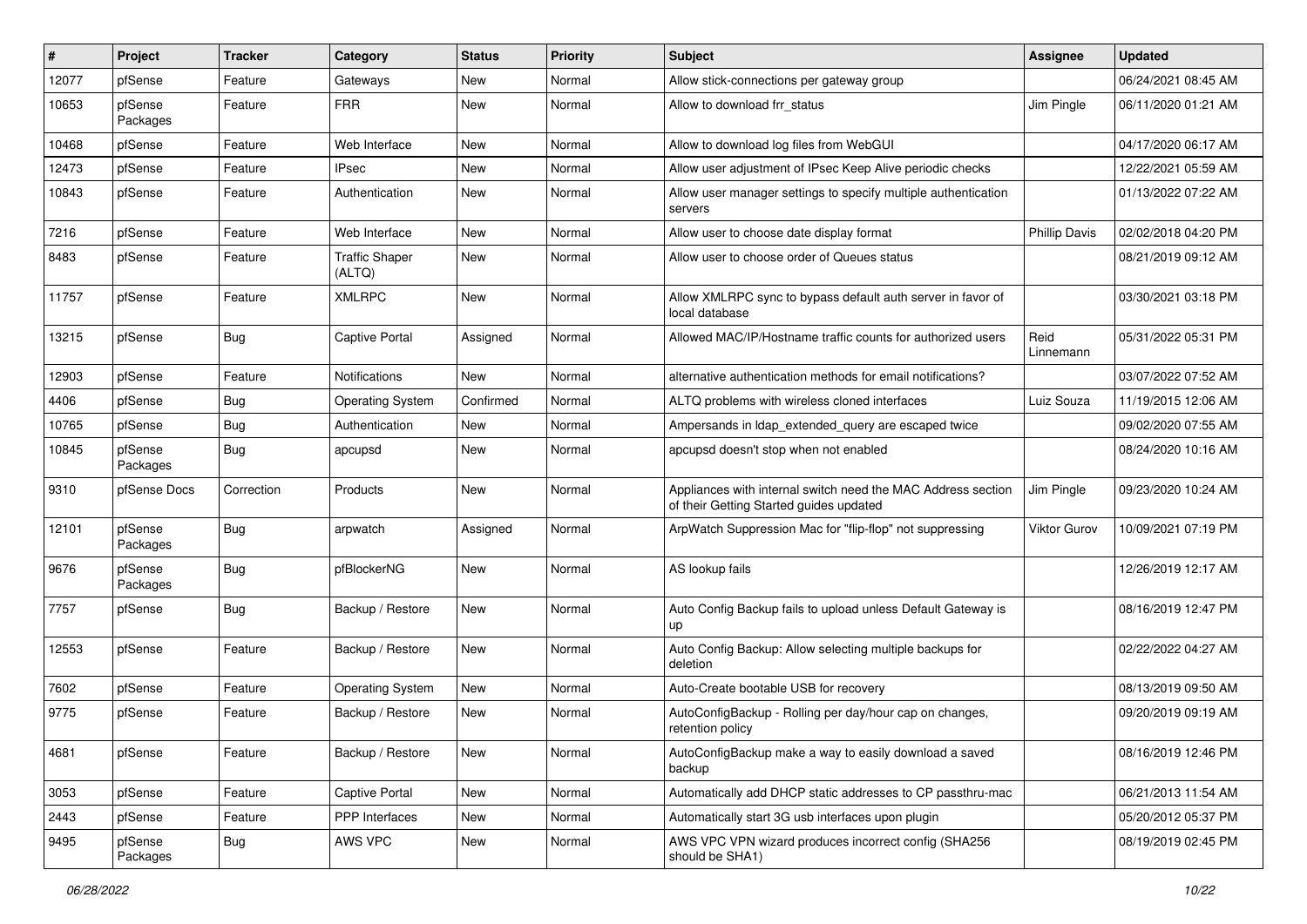| # | Project | Tracker | Category | Status | Priority | Subject | Assignee | Updated |
|---|---|---|---|---|---|---|---|---|
| 12077 | pfSense | Feature | Gateways | New | Normal | Allow stick-connections per gateway group | | 06/24/2021 08:45 AM |
| 10653 | pfSense Packages | Feature | FRR | New | Normal | Allow to download frr_status | Jim Pingle | 06/11/2020 01:21 AM |
| 10468 | pfSense | Feature | Web Interface | New | Normal | Allow to download log files from WebGUI | | 04/17/2020 06:17 AM |
| 12473 | pfSense | Feature | IPsec | New | Normal | Allow user adjustment of IPsec Keep Alive periodic checks | | 12/22/2021 05:59 AM |
| 10843 | pfSense | Feature | Authentication | New | Normal | Allow user manager settings to specify multiple authentication servers | | 01/13/2022 07:22 AM |
| 7216 | pfSense | Feature | Web Interface | New | Normal | Allow user to choose date display format | Phillip Davis | 02/02/2018 04:20 PM |
| 8483 | pfSense | Feature | Traffic Shaper (ALTQ) | New | Normal | Allow user to choose order of Queues status | | 08/21/2019 09:12 AM |
| 11757 | pfSense | Feature | XMLRPC | New | Normal | Allow XMLRPC sync to bypass default auth server in favor of local database | | 03/30/2021 03:18 PM |
| 13215 | pfSense | Bug | Captive Portal | Assigned | Normal | Allowed MAC/IP/Hostname traffic counts for authorized users | Reid Linnemann | 05/31/2022 05:31 PM |
| 12903 | pfSense | Feature | Notifications | New | Normal | alternative authentication methods for email notifications? | | 03/07/2022 07:52 AM |
| 4406 | pfSense | Bug | Operating System | Confirmed | Normal | ALTQ problems with wireless cloned interfaces | Luiz Souza | 11/19/2015 12:06 AM |
| 10765 | pfSense | Bug | Authentication | New | Normal | Ampersands in ldap_extended_query are escaped twice | | 09/02/2020 07:55 AM |
| 10845 | pfSense Packages | Bug | apcupsd | New | Normal | apcupsd doesn't stop when not enabled | | 08/24/2020 10:16 AM |
| 9310 | pfSense Docs | Correction | Products | New | Normal | Appliances with internal switch need the MAC Address section of their Getting Started guides updated | Jim Pingle | 09/23/2020 10:24 AM |
| 12101 | pfSense Packages | Bug | arpwatch | Assigned | Normal | ArpWatch Suppression Mac for "flip-flop" not suppressing | Viktor Gurov | 10/09/2021 07:19 PM |
| 9676 | pfSense Packages | Bug | pfBlockerNG | New | Normal | AS lookup fails | | 12/26/2019 12:17 AM |
| 7757 | pfSense | Bug | Backup / Restore | New | Normal | Auto Config Backup fails to upload unless Default Gateway is up | | 08/16/2019 12:47 PM |
| 12553 | pfSense | Feature | Backup / Restore | New | Normal | Auto Config Backup: Allow selecting multiple backups for deletion | | 02/22/2022 04:27 AM |
| 7602 | pfSense | Feature | Operating System | New | Normal | Auto-Create bootable USB for recovery | | 08/13/2019 09:50 AM |
| 9775 | pfSense | Feature | Backup / Restore | New | Normal | AutoConfigBackup - Rolling per day/hour cap on changes, retention policy | | 09/20/2019 09:19 AM |
| 4681 | pfSense | Feature | Backup / Restore | New | Normal | AutoConfigBackup make a way to easily download a saved backup | | 08/16/2019 12:46 PM |
| 3053 | pfSense | Feature | Captive Portal | New | Normal | Automatically add DHCP static addresses to CP passthru-mac | | 06/21/2013 11:54 AM |
| 2443 | pfSense | Feature | PPP Interfaces | New | Normal | Automatically start 3G usb interfaces upon plugin | | 05/20/2012 05:37 PM |
| 9495 | pfSense Packages | Bug | AWS VPC | New | Normal | AWS VPC VPN wizard produces incorrect config (SHA256 should be SHA1) | | 08/19/2019 02:45 PM |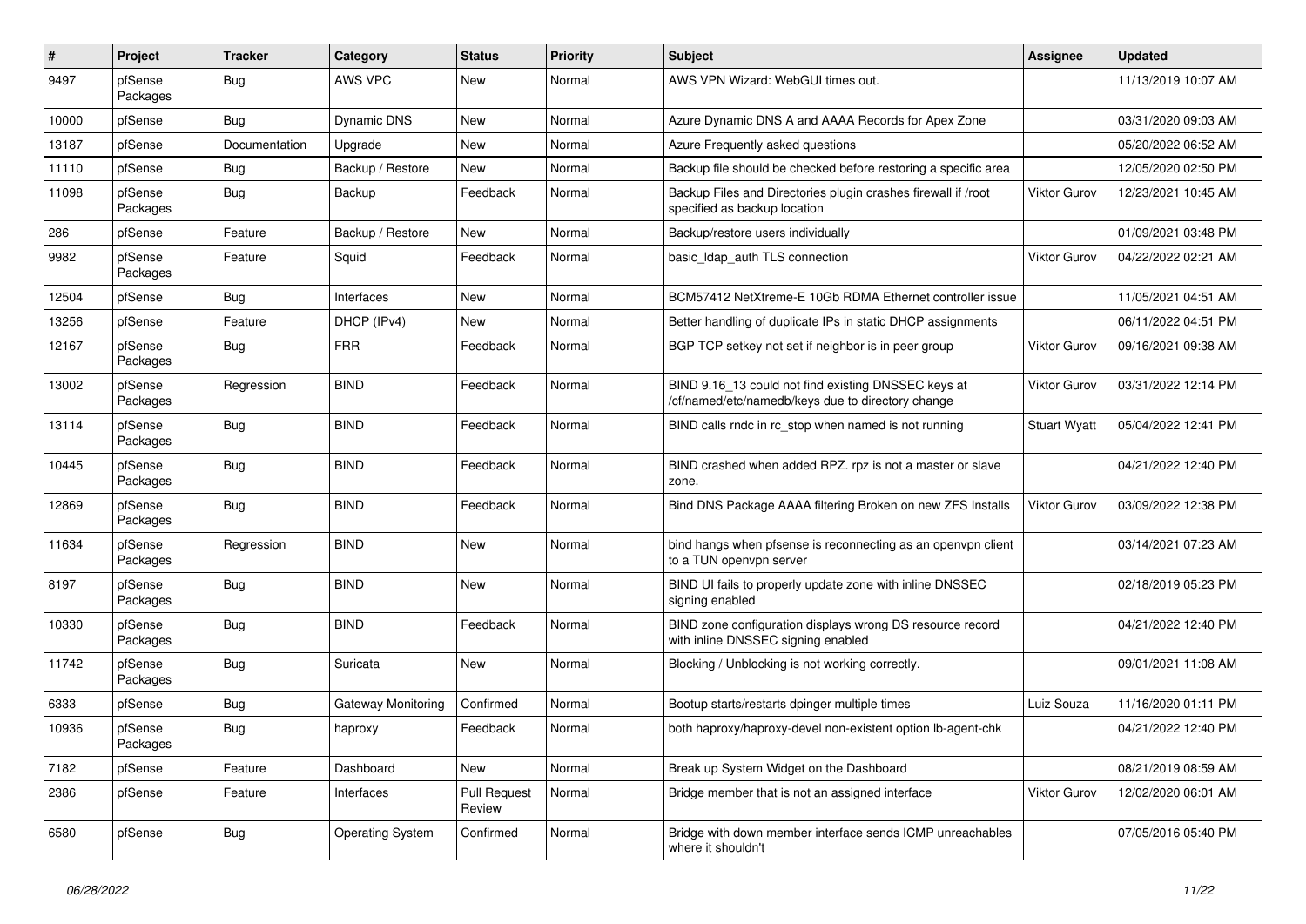| # | Project | Tracker | Category | Status | Priority | Subject | Assignee | Updated |
|---|---|---|---|---|---|---|---|---|
| 9497 | pfSense Packages | Bug | AWS VPC | New | Normal | AWS VPN Wizard: WebGUI times out. | | 11/13/2019 10:07 AM |
| 10000 | pfSense | Bug | Dynamic DNS | New | Normal | Azure Dynamic DNS A and AAAA Records for Apex Zone | | 03/31/2020 09:03 AM |
| 13187 | pfSense | Documentation | Upgrade | New | Normal | Azure Frequently asked questions | | 05/20/2022 06:52 AM |
| 11110 | pfSense | Bug | Backup / Restore | New | Normal | Backup file should be checked before restoring a specific area | | 12/05/2020 02:50 PM |
| 11098 | pfSense Packages | Bug | Backup | Feedback | Normal | Backup Files and Directories plugin crashes firewall if /root specified as backup location | Viktor Gurov | 12/23/2021 10:45 AM |
| 286 | pfSense | Feature | Backup / Restore | New | Normal | Backup/restore users individually | | 01/09/2021 03:48 PM |
| 9982 | pfSense Packages | Feature | Squid | Feedback | Normal | basic_ldap_auth TLS connection | Viktor Gurov | 04/22/2022 02:21 AM |
| 12504 | pfSense | Bug | Interfaces | New | Normal | BCM57412 NetXtreme-E 10Gb RDMA Ethernet controller issue | | 11/05/2021 04:51 AM |
| 13256 | pfSense | Feature | DHCP (IPv4) | New | Normal | Better handling of duplicate IPs in static DHCP assignments | | 06/11/2022 04:51 PM |
| 12167 | pfSense Packages | Bug | FRR | Feedback | Normal | BGP TCP setkey not set if neighbor is in peer group | Viktor Gurov | 09/16/2021 09:38 AM |
| 13002 | pfSense Packages | Regression | BIND | Feedback | Normal | BIND 9.16_13 could not find existing DNSSEC keys at /cf/named/etc/namedb/keys due to directory change | Viktor Gurov | 03/31/2022 12:14 PM |
| 13114 | pfSense Packages | Bug | BIND | Feedback | Normal | BIND calls rndc in rc_stop when named is not running | Stuart Wyatt | 05/04/2022 12:41 PM |
| 10445 | pfSense Packages | Bug | BIND | Feedback | Normal | BIND crashed when added RPZ. rpz is not a master or slave zone. | | 04/21/2022 12:40 PM |
| 12869 | pfSense Packages | Bug | BIND | Feedback | Normal | Bind DNS Package AAAA filtering Broken on new ZFS Installs | Viktor Gurov | 03/09/2022 12:38 PM |
| 11634 | pfSense Packages | Regression | BIND | New | Normal | bind hangs when pfsense is reconnecting as an openvpn client to a TUN openvpn server | | 03/14/2021 07:23 AM |
| 8197 | pfSense Packages | Bug | BIND | New | Normal | BIND UI fails to properly update zone with inline DNSSEC signing enabled | | 02/18/2019 05:23 PM |
| 10330 | pfSense Packages | Bug | BIND | Feedback | Normal | BIND zone configuration displays wrong DS resource record with inline DNSSEC signing enabled | | 04/21/2022 12:40 PM |
| 11742 | pfSense Packages | Bug | Suricata | New | Normal | Blocking / Unblocking is not working correctly. | | 09/01/2021 11:08 AM |
| 6333 | pfSense | Bug | Gateway Monitoring | Confirmed | Normal | Bootup starts/restarts dpinger multiple times | Luiz Souza | 11/16/2020 01:11 PM |
| 10936 | pfSense Packages | Bug | haproxy | Feedback | Normal | both haproxy/haproxy-devel non-existent option lb-agent-chk | | 04/21/2022 12:40 PM |
| 7182 | pfSense | Feature | Dashboard | New | Normal | Break up System Widget on the Dashboard | | 08/21/2019 08:59 AM |
| 2386 | pfSense | Feature | Interfaces | Pull Request Review | Normal | Bridge member that is not an assigned interface | Viktor Gurov | 12/02/2020 06:01 AM |
| 6580 | pfSense | Bug | Operating System | Confirmed | Normal | Bridge with down member interface sends ICMP unreachables where it shouldn't | | 07/05/2016 05:40 PM |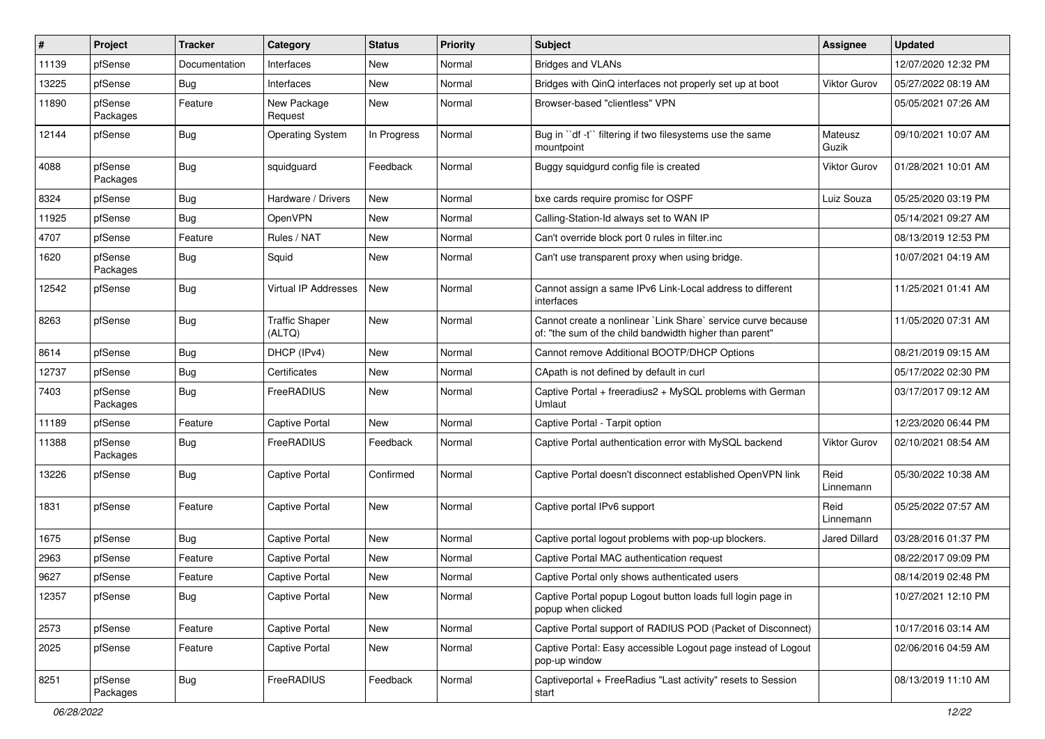| # | Project | Tracker | Category | Status | Priority | Subject | Assignee | Updated |
|---|---|---|---|---|---|---|---|---|
| 11139 | pfSense | Documentation | Interfaces | New | Normal | Bridges and VLANs | | 12/07/2020 12:32 PM |
| 13225 | pfSense | Bug | Interfaces | New | Normal | Bridges with QinQ interfaces not properly set up at boot | Viktor Gurov | 05/27/2022 08:19 AM |
| 11890 | pfSense Packages | Feature | New Package Request | New | Normal | Browser-based "clientless" VPN | | 05/05/2021 07:26 AM |
| 12144 | pfSense | Bug | Operating System | In Progress | Normal | Bug in ``df -t`` filtering if two filesystems use the same mountpoint | Mateusz Guzik | 09/10/2021 10:07 AM |
| 4088 | pfSense Packages | Bug | squidguard | Feedback | Normal | Buggy squidgurd config file is created | Viktor Gurov | 01/28/2021 10:01 AM |
| 8324 | pfSense | Bug | Hardware / Drivers | New | Normal | bxe cards require promisc for OSPF | Luiz Souza | 05/25/2020 03:19 PM |
| 11925 | pfSense | Bug | OpenVPN | New | Normal | Calling-Station-Id always set to WAN IP | | 05/14/2021 09:27 AM |
| 4707 | pfSense | Feature | Rules / NAT | New | Normal | Can't override block port 0 rules in filter.inc | | 08/13/2019 12:53 PM |
| 1620 | pfSense Packages | Bug | Squid | New | Normal | Can't use transparent proxy when using bridge. | | 10/07/2021 04:19 AM |
| 12542 | pfSense | Bug | Virtual IP Addresses | New | Normal | Cannot assign a same IPv6 Link-Local address to different interfaces | | 11/25/2021 01:41 AM |
| 8263 | pfSense | Bug | Traffic Shaper (ALTQ) | New | Normal | Cannot create a nonlinear `Link Share` service curve because of: "the sum of the child bandwidth higher than parent" | | 11/05/2020 07:31 AM |
| 8614 | pfSense | Bug | DHCP (IPv4) | New | Normal | Cannot remove Additional BOOTP/DHCP Options | | 08/21/2019 09:15 AM |
| 12737 | pfSense | Bug | Certificates | New | Normal | CApath is not defined by default in curl | | 05/17/2022 02:30 PM |
| 7403 | pfSense Packages | Bug | FreeRADIUS | New | Normal | Captive Portal + freeradius2 + MySQL problems with German Umlaut | | 03/17/2017 09:12 AM |
| 11189 | pfSense | Feature | Captive Portal | New | Normal | Captive Portal - Tarpit option | | 12/23/2020 06:44 PM |
| 11388 | pfSense Packages | Bug | FreeRADIUS | Feedback | Normal | Captive Portal authentication error with MySQL backend | Viktor Gurov | 02/10/2021 08:54 AM |
| 13226 | pfSense | Bug | Captive Portal | Confirmed | Normal | Captive Portal doesn't disconnect established OpenVPN link | Reid Linnemann | 05/30/2022 10:38 AM |
| 1831 | pfSense | Feature | Captive Portal | New | Normal | Captive portal IPv6 support | Reid Linnemann | 05/25/2022 07:57 AM |
| 1675 | pfSense | Bug | Captive Portal | New | Normal | Captive portal logout problems with pop-up blockers. | Jared Dillard | 03/28/2016 01:37 PM |
| 2963 | pfSense | Feature | Captive Portal | New | Normal | Captive Portal MAC authentication request | | 08/22/2017 09:09 PM |
| 9627 | pfSense | Feature | Captive Portal | New | Normal | Captive Portal only shows authenticated users | | 08/14/2019 02:48 PM |
| 12357 | pfSense | Bug | Captive Portal | New | Normal | Captive Portal popup Logout button loads full login page in popup when clicked | | 10/27/2021 12:10 PM |
| 2573 | pfSense | Feature | Captive Portal | New | Normal | Captive Portal support of RADIUS POD (Packet of Disconnect) | | 10/17/2016 03:14 AM |
| 2025 | pfSense | Feature | Captive Portal | New | Normal | Captive Portal: Easy accessible Logout page instead of Logout pop-up window | | 02/06/2016 04:59 AM |
| 8251 | pfSense Packages | Bug | FreeRADIUS | Feedback | Normal | Captiveportal + FreeRadius "Last activity" resets to Session start | | 08/13/2019 11:10 AM |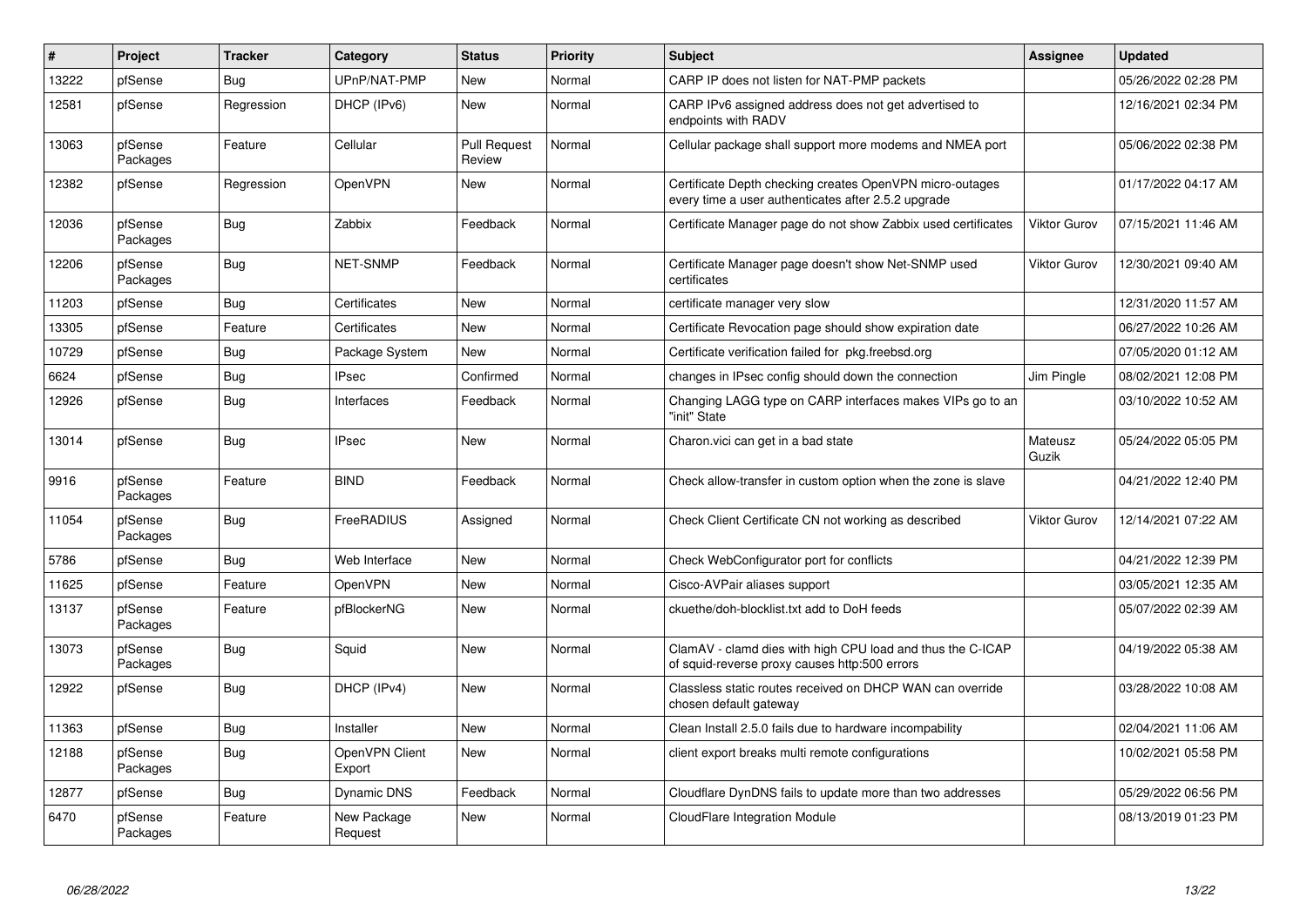| # | Project | Tracker | Category | Status | Priority | Subject | Assignee | Updated |
|---|---|---|---|---|---|---|---|---|
| 13222 | pfSense | Bug | UPnP/NAT-PMP | New | Normal | CARP IP does not listen for NAT-PMP packets | | 05/26/2022 02:28 PM |
| 12581 | pfSense | Regression | DHCP (IPv6) | New | Normal | CARP IPv6 assigned address does not get advertised to endpoints with RADV | | 12/16/2021 02:34 PM |
| 13063 | pfSense Packages | Feature | Cellular | Pull Request Review | Normal | Cellular package shall support more modems and NMEA port | | 05/06/2022 02:38 PM |
| 12382 | pfSense | Regression | OpenVPN | New | Normal | Certificate Depth checking creates OpenVPN micro-outages every time a user authenticates after 2.5.2 upgrade | | 01/17/2022 04:17 AM |
| 12036 | pfSense Packages | Bug | Zabbix | Feedback | Normal | Certificate Manager page do not show Zabbix used certificates | Viktor Gurov | 07/15/2021 11:46 AM |
| 12206 | pfSense Packages | Bug | NET-SNMP | Feedback | Normal | Certificate Manager page doesn't show Net-SNMP used certificates | Viktor Gurov | 12/30/2021 09:40 AM |
| 11203 | pfSense | Bug | Certificates | New | Normal | certificate manager very slow | | 12/31/2020 11:57 AM |
| 13305 | pfSense | Feature | Certificates | New | Normal | Certificate Revocation page should show expiration date | | 06/27/2022 10:26 AM |
| 10729 | pfSense | Bug | Package System | New | Normal | Certificate verification failed for pkg.freebsd.org | | 07/05/2020 01:12 AM |
| 6624 | pfSense | Bug | IPsec | Confirmed | Normal | changes in IPsec config should down the connection | Jim Pingle | 08/02/2021 12:08 PM |
| 12926 | pfSense | Bug | Interfaces | Feedback | Normal | Changing LAGG type on CARP interfaces makes VIPs go to an "init" State | | 03/10/2022 10:52 AM |
| 13014 | pfSense | Bug | IPsec | New | Normal | Charon.vici can get in a bad state | Mateusz Guzik | 05/24/2022 05:05 PM |
| 9916 | pfSense Packages | Feature | BIND | Feedback | Normal | Check allow-transfer in custom option when the zone is slave | | 04/21/2022 12:40 PM |
| 11054 | pfSense Packages | Bug | FreeRADIUS | Assigned | Normal | Check Client Certificate CN not working as described | Viktor Gurov | 12/14/2021 07:22 AM |
| 5786 | pfSense | Bug | Web Interface | New | Normal | Check WebConfigurator port for conflicts | | 04/21/2022 12:39 PM |
| 11625 | pfSense | Feature | OpenVPN | New | Normal | Cisco-AVPair aliases support | | 03/05/2021 12:35 AM |
| 13137 | pfSense Packages | Feature | pfBlockerNG | New | Normal | ckuethe/doh-blocklist.txt add to DoH feeds | | 05/07/2022 02:39 AM |
| 13073 | pfSense Packages | Bug | Squid | New | Normal | ClamAV - clamd dies with high CPU load and thus the C-ICAP of squid-reverse proxy causes http:500 errors | | 04/19/2022 05:38 AM |
| 12922 | pfSense | Bug | DHCP (IPv4) | New | Normal | Classless static routes received on DHCP WAN can override chosen default gateway | | 03/28/2022 10:08 AM |
| 11363 | pfSense | Bug | Installer | New | Normal | Clean Install 2.5.0 fails due to hardware incompability | | 02/04/2021 11:06 AM |
| 12188 | pfSense Packages | Bug | OpenVPN Client Export | New | Normal | client export breaks multi remote configurations | | 10/02/2021 05:58 PM |
| 12877 | pfSense | Bug | Dynamic DNS | Feedback | Normal | Cloudflare DynDNS fails to update more than two addresses | | 05/29/2022 06:56 PM |
| 6470 | pfSense Packages | Feature | New Package Request | New | Normal | CloudFlare Integration Module | | 08/13/2019 01:23 PM |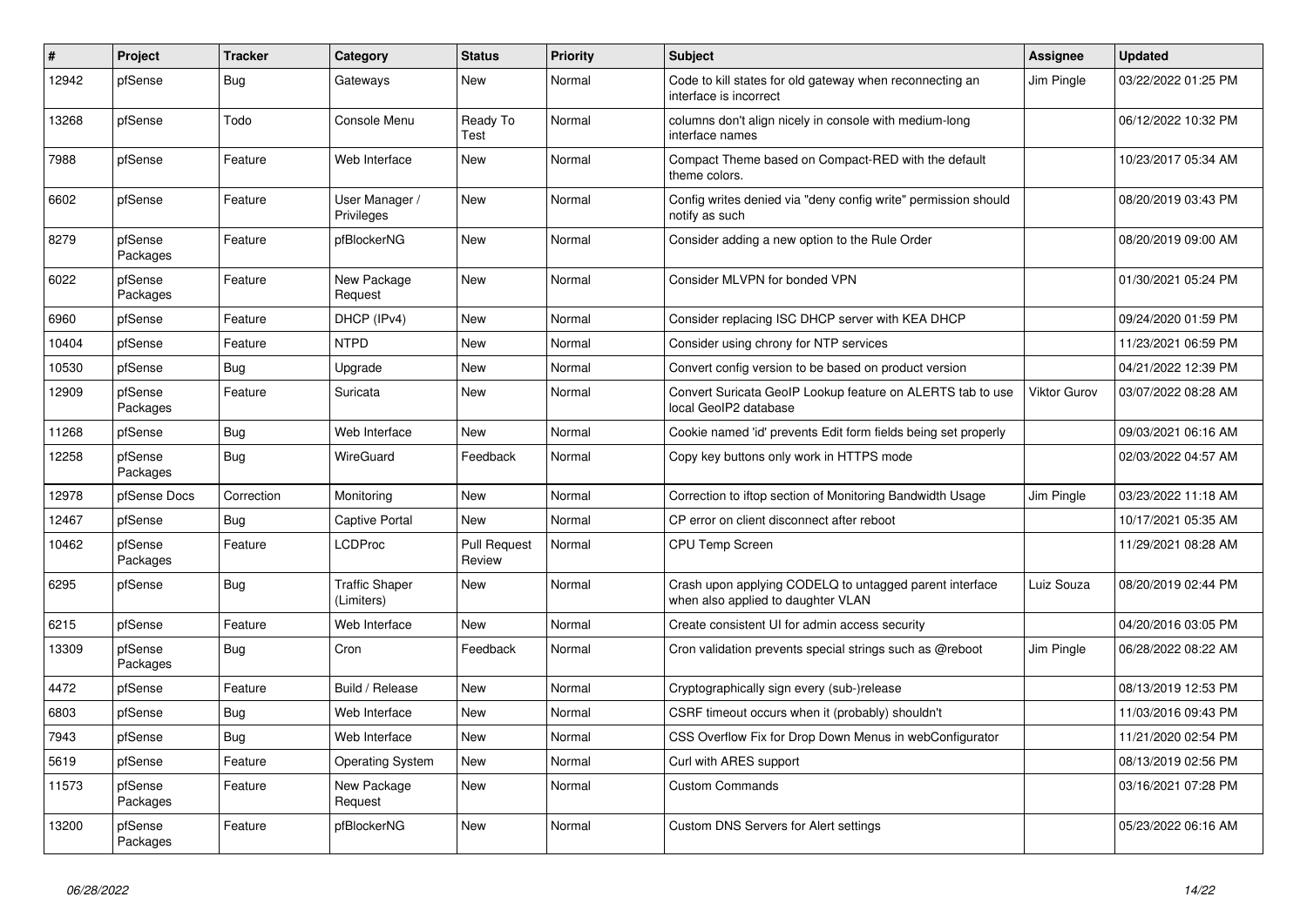| # | Project | Tracker | Category | Status | Priority | Subject | Assignee | Updated |
|---|---|---|---|---|---|---|---|---|
| 12942 | pfSense | Bug | Gateways | New | Normal | Code to kill states for old gateway when reconnecting an interface is incorrect | Jim Pingle | 03/22/2022 01:25 PM |
| 13268 | pfSense | Todo | Console Menu | Ready To Test | Normal | columns don't align nicely in console with medium-long interface names | | 06/12/2022 10:32 PM |
| 7988 | pfSense | Feature | Web Interface | New | Normal | Compact Theme based on Compact-RED with the default theme colors. | | 10/23/2017 05:34 AM |
| 6602 | pfSense | Feature | User Manager / Privileges | New | Normal | Config writes denied via "deny config write" permission should notify as such | | 08/20/2019 03:43 PM |
| 8279 | pfSense Packages | Feature | pfBlockerNG | New | Normal | Consider adding a new option to the Rule Order | | 08/20/2019 09:00 AM |
| 6022 | pfSense Packages | Feature | New Package Request | New | Normal | Consider MLVPN for bonded VPN | | 01/30/2021 05:24 PM |
| 6960 | pfSense | Feature | DHCP (IPv4) | New | Normal | Consider replacing ISC DHCP server with KEA DHCP | | 09/24/2020 01:59 PM |
| 10404 | pfSense | Feature | NTPD | New | Normal | Consider using chrony for NTP services | | 11/23/2021 06:59 PM |
| 10530 | pfSense | Bug | Upgrade | New | Normal | Convert config version to be based on product version | | 04/21/2022 12:39 PM |
| 12909 | pfSense Packages | Feature | Suricata | New | Normal | Convert Suricata GeoIP Lookup feature on ALERTS tab to use local GeoIP2 database | Viktor Gurov | 03/07/2022 08:28 AM |
| 11268 | pfSense | Bug | Web Interface | New | Normal | Cookie named 'id' prevents Edit form fields being set properly | | 09/03/2021 06:16 AM |
| 12258 | pfSense Packages | Bug | WireGuard | Feedback | Normal | Copy key buttons only work in HTTPS mode | | 02/03/2022 04:57 AM |
| 12978 | pfSense Docs | Correction | Monitoring | New | Normal | Correction to iftop section of Monitoring Bandwidth Usage | Jim Pingle | 03/23/2022 11:18 AM |
| 12467 | pfSense | Bug | Captive Portal | New | Normal | CP error on client disconnect after reboot | | 10/17/2021 05:35 AM |
| 10462 | pfSense Packages | Feature | LCDProc | Pull Request Review | Normal | CPU Temp Screen | | 11/29/2021 08:28 AM |
| 6295 | pfSense | Bug | Traffic Shaper (Limiters) | New | Normal | Crash upon applying CODELQ to untagged parent interface when also applied to daughter VLAN | Luiz Souza | 08/20/2019 02:44 PM |
| 6215 | pfSense | Feature | Web Interface | New | Normal | Create consistent UI for admin access security | | 04/20/2016 03:05 PM |
| 13309 | pfSense Packages | Bug | Cron | Feedback | Normal | Cron validation prevents special strings such as @reboot | Jim Pingle | 06/28/2022 08:22 AM |
| 4472 | pfSense | Feature | Build / Release | New | Normal | Cryptographically sign every (sub-)release | | 08/13/2019 12:53 PM |
| 6803 | pfSense | Bug | Web Interface | New | Normal | CSRF timeout occurs when it (probably) shouldn't | | 11/03/2016 09:43 PM |
| 7943 | pfSense | Bug | Web Interface | New | Normal | CSS Overflow Fix for Drop Down Menus in webConfigurator | | 11/21/2020 02:54 PM |
| 5619 | pfSense | Feature | Operating System | New | Normal | Curl with ARES support | | 08/13/2019 02:56 PM |
| 11573 | pfSense Packages | Feature | New Package Request | New | Normal | Custom Commands | | 03/16/2021 07:28 PM |
| 13200 | pfSense Packages | Feature | pfBlockerNG | New | Normal | Custom DNS Servers for Alert settings | | 05/23/2022 06:16 AM |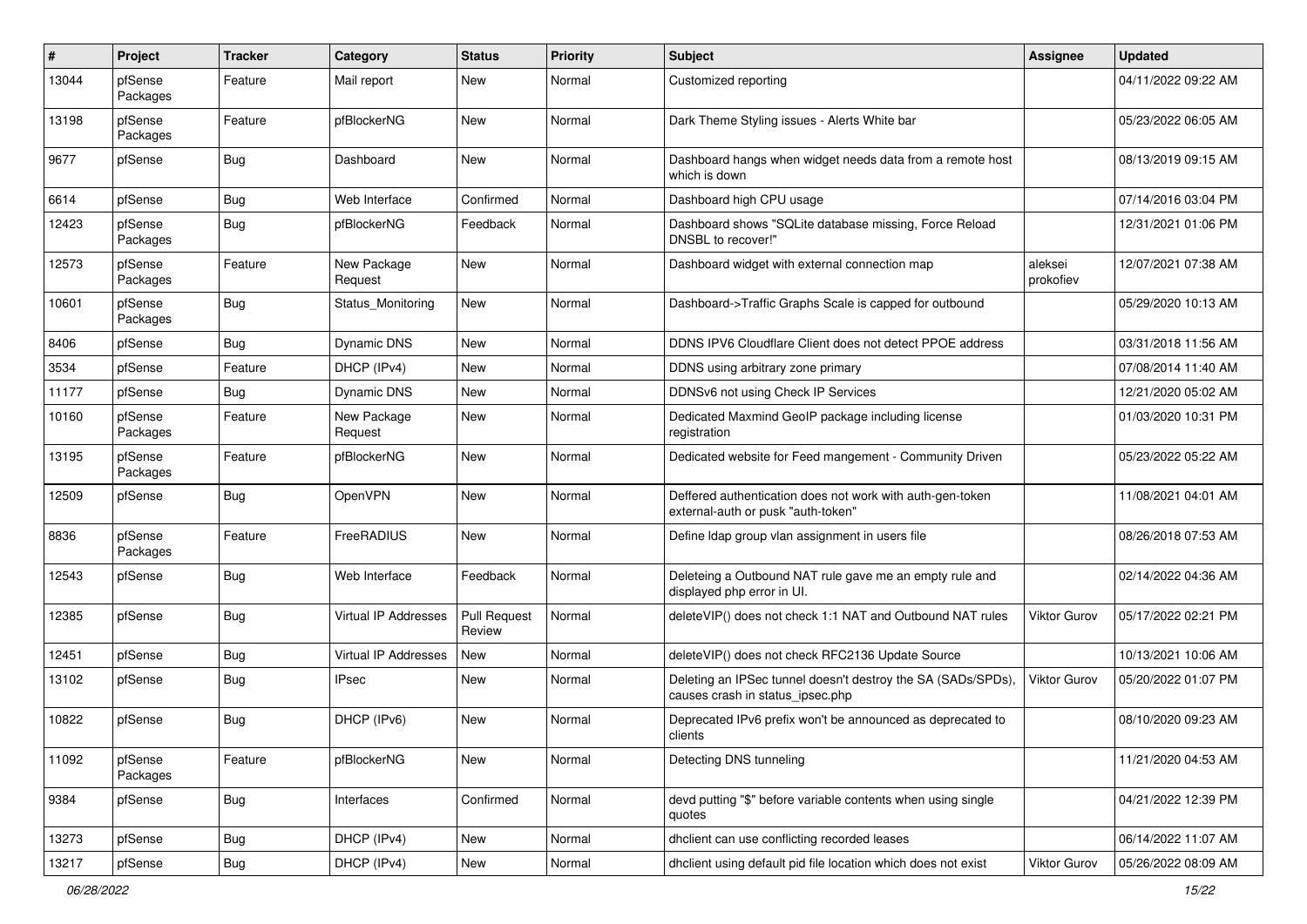| # | Project | Tracker | Category | Status | Priority | Subject | Assignee | Updated |
|---|---|---|---|---|---|---|---|---|
| 13044 | pfSense Packages | Feature | Mail report | New | Normal | Customized reporting | | 04/11/2022 09:22 AM |
| 13198 | pfSense Packages | Feature | pfBlockerNG | New | Normal | Dark Theme Styling issues - Alerts White bar | | 05/23/2022 06:05 AM |
| 9677 | pfSense | Bug | Dashboard | New | Normal | Dashboard hangs when widget needs data from a remote host which is down | | 08/13/2019 09:15 AM |
| 6614 | pfSense | Bug | Web Interface | Confirmed | Normal | Dashboard high CPU usage | | 07/14/2016 03:04 PM |
| 12423 | pfSense Packages | Bug | pfBlockerNG | Feedback | Normal | Dashboard shows "SQLite database missing, Force Reload DNSBL to recover!" | | 12/31/2021 01:06 PM |
| 12573 | pfSense Packages | Feature | New Package Request | New | Normal | Dashboard widget with external connection map | aleksei prokofiev | 12/07/2021 07:38 AM |
| 10601 | pfSense Packages | Bug | Status_Monitoring | New | Normal | Dashboard->Traffic Graphs Scale is capped for outbound | | 05/29/2020 10:13 AM |
| 8406 | pfSense | Bug | Dynamic DNS | New | Normal | DDNS IPV6 Cloudflare Client does not detect PPOE address | | 03/31/2018 11:56 AM |
| 3534 | pfSense | Feature | DHCP (IPv4) | New | Normal | DDNS using arbitrary zone primary | | 07/08/2014 11:40 AM |
| 11177 | pfSense | Bug | Dynamic DNS | New | Normal | DDNSv6 not using Check IP Services | | 12/21/2020 05:02 AM |
| 10160 | pfSense Packages | Feature | New Package Request | New | Normal | Dedicated Maxmind GeoIP package including license registration | | 01/03/2020 10:31 PM |
| 13195 | pfSense Packages | Feature | pfBlockerNG | New | Normal | Dedicated website for Feed mangement - Community Driven | | 05/23/2022 05:22 AM |
| 12509 | pfSense | Bug | OpenVPN | New | Normal | Deffered authentication does not work with auth-gen-token external-auth or pusk "auth-token" | | 11/08/2021 04:01 AM |
| 8836 | pfSense Packages | Feature | FreeRADIUS | New | Normal | Define ldap group vlan assignment in users file | | 08/26/2018 07:53 AM |
| 12543 | pfSense | Bug | Web Interface | Feedback | Normal | Deleteing a Outbound NAT rule gave me an empty rule and displayed php error in UI. | | 02/14/2022 04:36 AM |
| 12385 | pfSense | Bug | Virtual IP Addresses | Pull Request Review | Normal | deleteVIP() does not check 1:1 NAT and Outbound NAT rules | Viktor Gurov | 05/17/2022 02:21 PM |
| 12451 | pfSense | Bug | Virtual IP Addresses | New | Normal | deleteVIP() does not check RFC2136 Update Source | | 10/13/2021 10:06 AM |
| 13102 | pfSense | Bug | IPsec | New | Normal | Deleting an IPSec tunnel doesn't destroy the SA (SADs/SPDs), causes crash in status_ipsec.php | Viktor Gurov | 05/20/2022 01:07 PM |
| 10822 | pfSense | Bug | DHCP (IPv6) | New | Normal | Deprecated IPv6 prefix won't be announced as deprecated to clients | | 08/10/2020 09:23 AM |
| 11092 | pfSense Packages | Feature | pfBlockerNG | New | Normal | Detecting DNS tunneling | | 11/21/2020 04:53 AM |
| 9384 | pfSense | Bug | Interfaces | Confirmed | Normal | devd putting "$" before variable contents when using single quotes | | 04/21/2022 12:39 PM |
| 13273 | pfSense | Bug | DHCP (IPv4) | New | Normal | dhclient can use conflicting recorded leases | | 06/14/2022 11:07 AM |
| 13217 | pfSense | Bug | DHCP (IPv4) | New | Normal | dhclient using default pid file location which does not exist | Viktor Gurov | 05/26/2022 08:09 AM |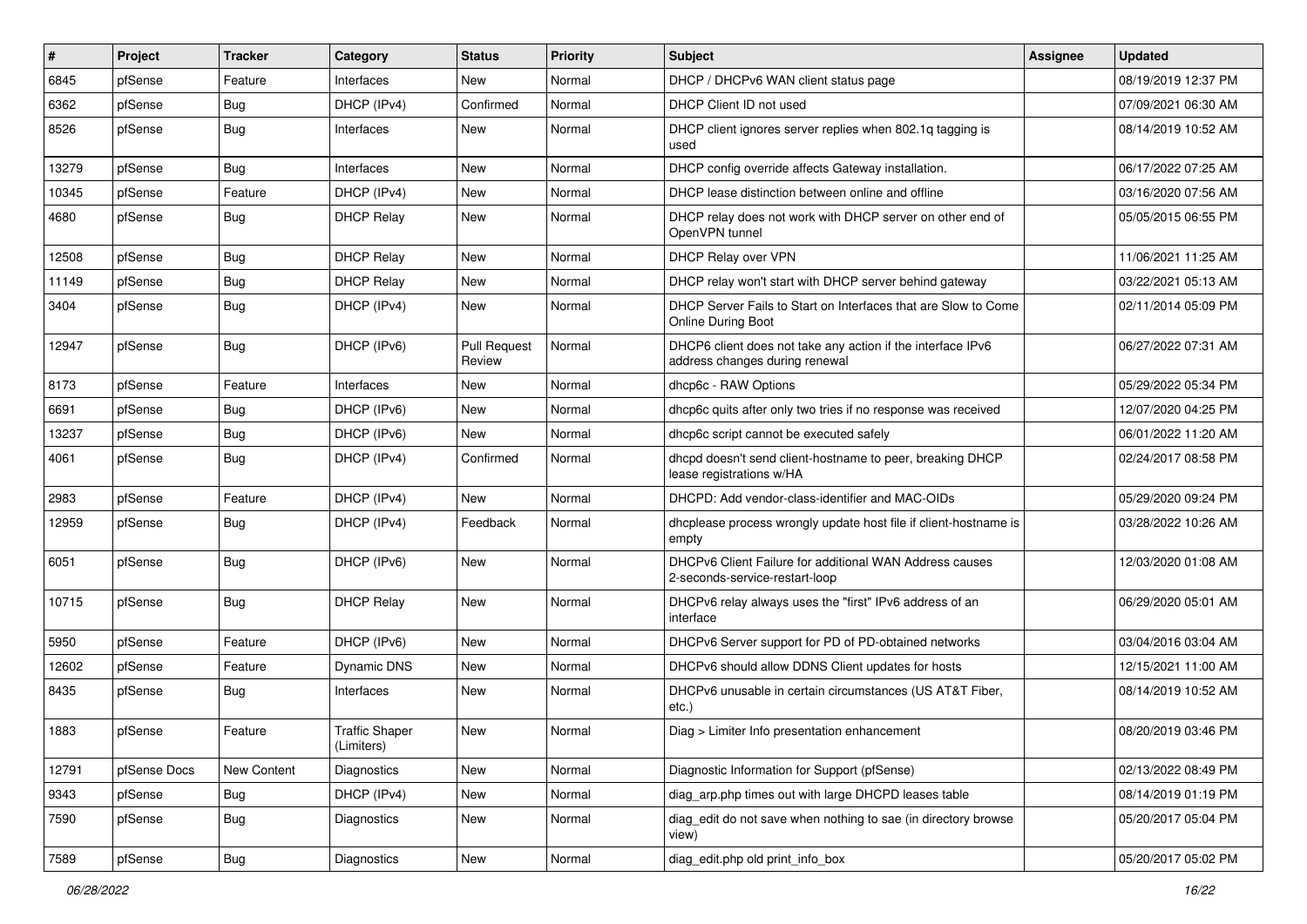| # | Project | Tracker | Category | Status | Priority | Subject | Assignee | Updated |
|---|---|---|---|---|---|---|---|---|
| 6845 | pfSense | Feature | Interfaces | New | Normal | DHCP / DHCPv6 WAN client status page | | 08/19/2019 12:37 PM |
| 6362 | pfSense | Bug | DHCP (IPv4) | Confirmed | Normal | DHCP Client ID not used | | 07/09/2021 06:30 AM |
| 8526 | pfSense | Bug | Interfaces | New | Normal | DHCP client ignores server replies when 802.1q tagging is used | | 08/14/2019 10:52 AM |
| 13279 | pfSense | Bug | Interfaces | New | Normal | DHCP config override affects Gateway installation. | | 06/17/2022 07:25 AM |
| 10345 | pfSense | Feature | DHCP (IPv4) | New | Normal | DHCP lease distinction between online and offline | | 03/16/2020 07:56 AM |
| 4680 | pfSense | Bug | DHCP Relay | New | Normal | DHCP relay does not work with DHCP server on other end of OpenVPN tunnel | | 05/05/2015 06:55 PM |
| 12508 | pfSense | Bug | DHCP Relay | New | Normal | DHCP Relay over VPN | | 11/06/2021 11:25 AM |
| 11149 | pfSense | Bug | DHCP Relay | New | Normal | DHCP relay won't start with DHCP server behind gateway | | 03/22/2021 05:13 AM |
| 3404 | pfSense | Bug | DHCP (IPv4) | New | Normal | DHCP Server Fails to Start on Interfaces that are Slow to Come Online During Boot | | 02/11/2014 05:09 PM |
| 12947 | pfSense | Bug | DHCP (IPv6) | Pull Request Review | Normal | DHCP6 client does not take any action if the interface IPv6 address changes during renewal | | 06/27/2022 07:31 AM |
| 8173 | pfSense | Feature | Interfaces | New | Normal | dhcp6c - RAW Options | | 05/29/2022 05:34 PM |
| 6691 | pfSense | Bug | DHCP (IPv6) | New | Normal | dhcp6c quits after only two tries if no response was received | | 12/07/2020 04:25 PM |
| 13237 | pfSense | Bug | DHCP (IPv6) | New | Normal | dhcp6c script cannot be executed safely | | 06/01/2022 11:20 AM |
| 4061 | pfSense | Bug | DHCP (IPv4) | Confirmed | Normal | dhcpd doesn't send client-hostname to peer, breaking DHCP lease registrations w/HA | | 02/24/2017 08:58 PM |
| 2983 | pfSense | Feature | DHCP (IPv4) | New | Normal | DHCPD: Add vendor-class-identifier and MAC-OIDs | | 05/29/2020 09:24 PM |
| 12959 | pfSense | Bug | DHCP (IPv4) | Feedback | Normal | dhcplease process wrongly update host file if client-hostname is empty | | 03/28/2022 10:26 AM |
| 6051 | pfSense | Bug | DHCP (IPv6) | New | Normal | DHCPv6 Client Failure for additional WAN Address causes 2-seconds-service-restart-loop | | 12/03/2020 01:08 AM |
| 10715 | pfSense | Bug | DHCP Relay | New | Normal | DHCPv6 relay always uses the "first" IPv6 address of an interface | | 06/29/2020 05:01 AM |
| 5950 | pfSense | Feature | DHCP (IPv6) | New | Normal | DHCPv6 Server support for PD of PD-obtained networks | | 03/04/2016 03:04 AM |
| 12602 | pfSense | Feature | Dynamic DNS | New | Normal | DHCPv6 should allow DDNS Client updates for hosts | | 12/15/2021 11:00 AM |
| 8435 | pfSense | Bug | Interfaces | New | Normal | DHCPv6 unusable in certain circumstances (US AT&T Fiber, etc.) | | 08/14/2019 10:52 AM |
| 1883 | pfSense | Feature | Traffic Shaper (Limiters) | New | Normal | Diag > Limiter Info presentation enhancement | | 08/20/2019 03:46 PM |
| 12791 | pfSense Docs | New Content | Diagnostics | New | Normal | Diagnostic Information for Support (pfSense) | | 02/13/2022 08:49 PM |
| 9343 | pfSense | Bug | DHCP (IPv4) | New | Normal | diag_arp.php times out with large DHCPD leases table | | 08/14/2019 01:19 PM |
| 7590 | pfSense | Bug | Diagnostics | New | Normal | diag_edit do not save when nothing to sae (in directory browse view) | | 05/20/2017 05:04 PM |
| 7589 | pfSense | Bug | Diagnostics | New | Normal | diag_edit.php old print_info_box | | 05/20/2017 05:02 PM |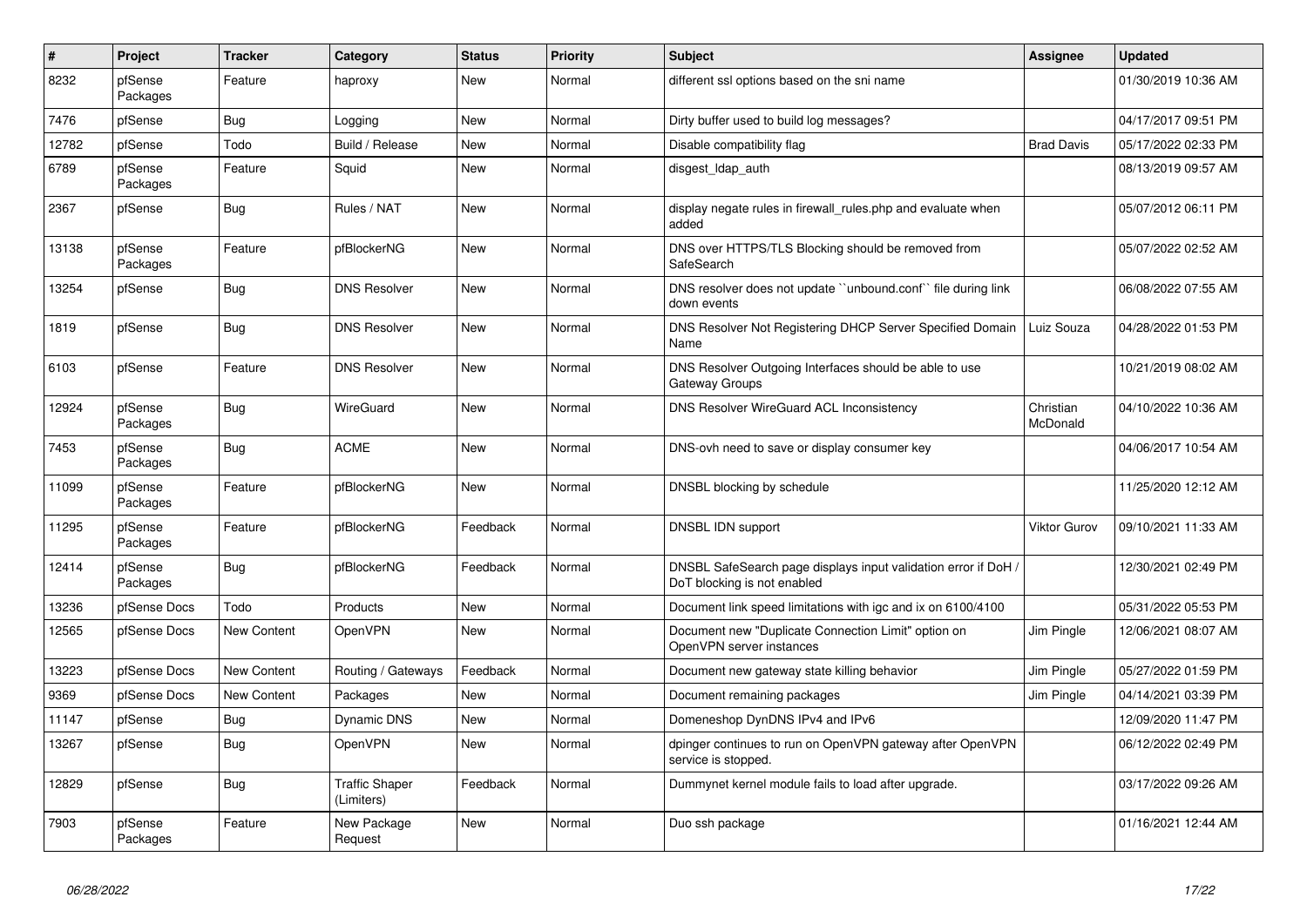| # | Project | Tracker | Category | Status | Priority | Subject | Assignee | Updated |
|---|---|---|---|---|---|---|---|---|
| 8232 | pfSense Packages | Feature | haproxy | New | Normal | different ssl options based on the sni name | | 01/30/2019 10:36 AM |
| 7476 | pfSense | Bug | Logging | New | Normal | Dirty buffer used to build log messages? | | 04/17/2017 09:51 PM |
| 12782 | pfSense | Todo | Build / Release | New | Normal | Disable compatibility flag | Brad Davis | 05/17/2022 02:33 PM |
| 6789 | pfSense Packages | Feature | Squid | New | Normal | disgest_ldap_auth | | 08/13/2019 09:57 AM |
| 2367 | pfSense | Bug | Rules / NAT | New | Normal | display negate rules in firewall_rules.php and evaluate when added | | 05/07/2012 06:11 PM |
| 13138 | pfSense Packages | Feature | pfBlockerNG | New | Normal | DNS over HTTPS/TLS Blocking should be removed from SafeSearch | | 05/07/2022 02:52 AM |
| 13254 | pfSense | Bug | DNS Resolver | New | Normal | DNS resolver does not update ``unbound.conf`` file during link down events | | 06/08/2022 07:55 AM |
| 1819 | pfSense | Bug | DNS Resolver | New | Normal | DNS Resolver Not Registering DHCP Server Specified Domain Name | Luiz Souza | 04/28/2022 01:53 PM |
| 6103 | pfSense | Feature | DNS Resolver | New | Normal | DNS Resolver Outgoing Interfaces should be able to use Gateway Groups | | 10/21/2019 08:02 AM |
| 12924 | pfSense Packages | Bug | WireGuard | New | Normal | DNS Resolver WireGuard ACL Inconsistency | Christian McDonald | 04/10/2022 10:36 AM |
| 7453 | pfSense Packages | Bug | ACME | New | Normal | DNS-ovh need to save or display consumer key | | 04/06/2017 10:54 AM |
| 11099 | pfSense Packages | Feature | pfBlockerNG | New | Normal | DNSBL blocking by schedule | | 11/25/2020 12:12 AM |
| 11295 | pfSense Packages | Feature | pfBlockerNG | Feedback | Normal | DNSBL IDN support | Viktor Gurov | 09/10/2021 11:33 AM |
| 12414 | pfSense Packages | Bug | pfBlockerNG | Feedback | Normal | DNSBL SafeSearch page displays input validation error if DoH / DoT blocking is not enabled | | 12/30/2021 02:49 PM |
| 13236 | pfSense Docs | Todo | Products | New | Normal | Document link speed limitations with igc and ix on 6100/4100 | | 05/31/2022 05:53 PM |
| 12565 | pfSense Docs | New Content | OpenVPN | New | Normal | Document new "Duplicate Connection Limit" option on OpenVPN server instances | Jim Pingle | 12/06/2021 08:07 AM |
| 13223 | pfSense Docs | New Content | Routing / Gateways | Feedback | Normal | Document new gateway state killing behavior | Jim Pingle | 05/27/2022 01:59 PM |
| 9369 | pfSense Docs | New Content | Packages | New | Normal | Document remaining packages | Jim Pingle | 04/14/2021 03:39 PM |
| 11147 | pfSense | Bug | Dynamic DNS | New | Normal | Domeneshop DynDNS IPv4 and IPv6 | | 12/09/2020 11:47 PM |
| 13267 | pfSense | Bug | OpenVPN | New | Normal | dpinger continues to run on OpenVPN gateway after OpenVPN service is stopped. | | 06/12/2022 02:49 PM |
| 12829 | pfSense | Bug | Traffic Shaper (Limiters) | Feedback | Normal | Dummynet kernel module fails to load after upgrade. | | 03/17/2022 09:26 AM |
| 7903 | pfSense Packages | Feature | New Package Request | New | Normal | Duo ssh package | | 01/16/2021 12:44 AM |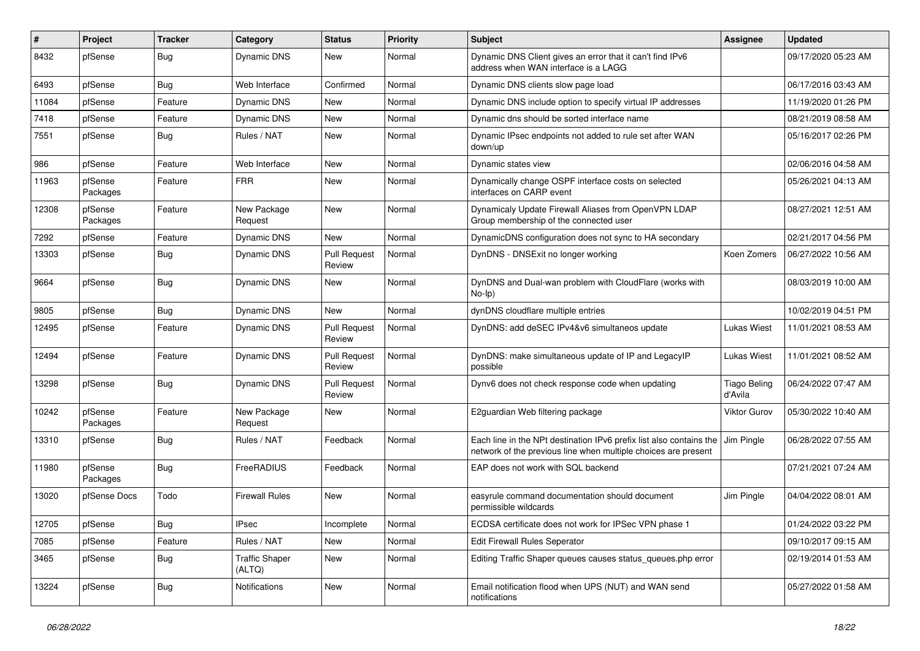| # | Project | Tracker | Category | Status | Priority | Subject | Assignee | Updated |
|---|---|---|---|---|---|---|---|---|
| 8432 | pfSense | Bug | Dynamic DNS | New | Normal | Dynamic DNS Client gives an error that it can't find IPv6 address when WAN interface is a LAGG | | 09/17/2020 05:23 AM |
| 6493 | pfSense | Bug | Web Interface | Confirmed | Normal | Dynamic DNS clients slow page load | | 06/17/2016 03:43 AM |
| 11084 | pfSense | Feature | Dynamic DNS | New | Normal | Dynamic DNS include option to specify virtual IP addresses | | 11/19/2020 01:26 PM |
| 7418 | pfSense | Feature | Dynamic DNS | New | Normal | Dynamic dns should be sorted interface name | | 08/21/2019 08:58 AM |
| 7551 | pfSense | Bug | Rules / NAT | New | Normal | Dynamic IPsec endpoints not added to rule set after WAN down/up | | 05/16/2017 02:26 PM |
| 986 | pfSense | Feature | Web Interface | New | Normal | Dynamic states view | | 02/06/2016 04:58 AM |
| 11963 | pfSense Packages | Feature | FRR | New | Normal | Dynamically change OSPF interface costs on selected interfaces on CARP event | | 05/26/2021 04:13 AM |
| 12308 | pfSense Packages | Feature | New Package Request | New | Normal | Dynamicaly Update Firewall Aliases from OpenVPN LDAP Group membership of the connected user | | 08/27/2021 12:51 AM |
| 7292 | pfSense | Feature | Dynamic DNS | New | Normal | DynamicDNS configuration does not sync to HA secondary | | 02/21/2017 04:56 PM |
| 13303 | pfSense | Bug | Dynamic DNS | Pull Request Review | Normal | DynDNS - DNSExit no longer working | Koen Zomers | 06/27/2022 10:56 AM |
| 9664 | pfSense | Bug | Dynamic DNS | New | Normal | DynDNS and Dual-wan problem with CloudFlare (works with No-Ip) | | 08/03/2019 10:00 AM |
| 9805 | pfSense | Bug | Dynamic DNS | New | Normal | dynDNS cloudflare multiple entries | | 10/02/2019 04:51 PM |
| 12495 | pfSense | Feature | Dynamic DNS | Pull Request Review | Normal | DynDNS: add deSEC IPv4&v6 simultaneos update | Lukas Wiest | 11/01/2021 08:53 AM |
| 12494 | pfSense | Feature | Dynamic DNS | Pull Request Review | Normal | DynDNS: make simultaneous update of IP and LegacyIP possible | Lukas Wiest | 11/01/2021 08:52 AM |
| 13298 | pfSense | Bug | Dynamic DNS | Pull Request Review | Normal | Dynv6 does not check response code when updating | Tiago Beling d'Avila | 06/24/2022 07:47 AM |
| 10242 | pfSense Packages | Feature | New Package Request | New | Normal | E2guardian Web filtering package | Viktor Gurov | 05/30/2022 10:40 AM |
| 13310 | pfSense | Bug | Rules / NAT | Feedback | Normal | Each line in the NPt destination IPv6 prefix list also contains the network of the previous line when multiple choices are present | Jim Pingle | 06/28/2022 07:55 AM |
| 11980 | pfSense Packages | Bug | FreeRADIUS | Feedback | Normal | EAP does not work with SQL backend | | 07/21/2021 07:24 AM |
| 13020 | pfSense Docs | Todo | Firewall Rules | New | Normal | easyrule command documentation should document permissible wildcards | Jim Pingle | 04/04/2022 08:01 AM |
| 12705 | pfSense | Bug | IPsec | Incomplete | Normal | ECDSA certificate does not work for IPSec VPN phase 1 | | 01/24/2022 03:22 PM |
| 7085 | pfSense | Feature | Rules / NAT | New | Normal | Edit Firewall Rules Seperator | | 09/10/2017 09:15 AM |
| 3465 | pfSense | Bug | Traffic Shaper (ALTQ) | New | Normal | Editing Traffic Shaper queues causes status_queues.php error | | 02/19/2014 01:53 AM |
| 13224 | pfSense | Bug | Notifications | New | Normal | Email notification flood when UPS (NUT) and WAN send notifications | | 05/27/2022 01:58 AM |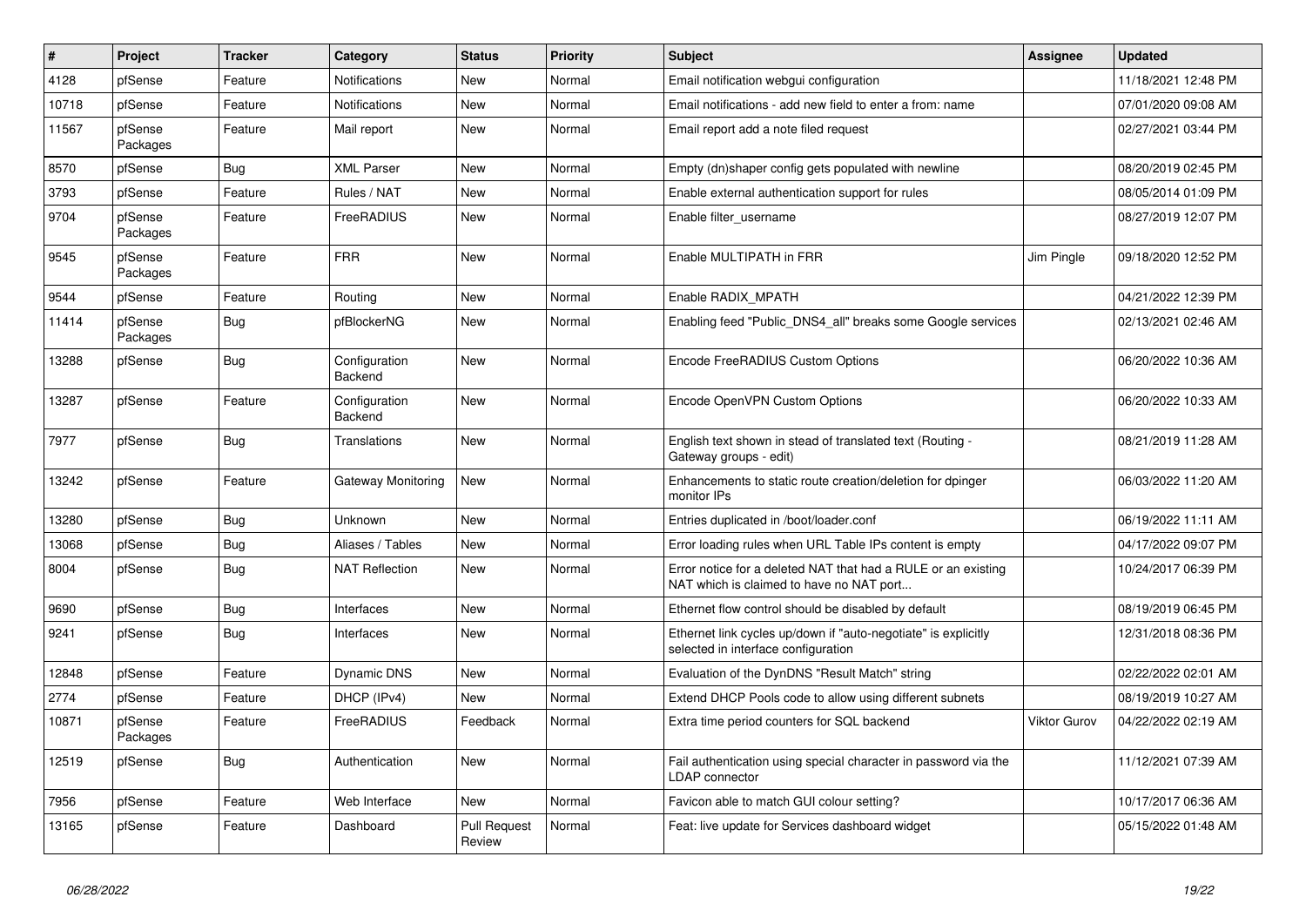| # | Project | Tracker | Category | Status | Priority | Subject | Assignee | Updated |
|---|---|---|---|---|---|---|---|---|
| 4128 | pfSense | Feature | Notifications | New | Normal | Email notification webgui configuration | | 11/18/2021 12:48 PM |
| 10718 | pfSense | Feature | Notifications | New | Normal | Email notifications - add new field to enter a from: name | | 07/01/2020 09:08 AM |
| 11567 | pfSense Packages | Feature | Mail report | New | Normal | Email report add a note filed request | | 02/27/2021 03:44 PM |
| 8570 | pfSense | Bug | XML Parser | New | Normal | Empty (dn)shaper config gets populated with newline | | 08/20/2019 02:45 PM |
| 3793 | pfSense | Feature | Rules / NAT | New | Normal | Enable external authentication support for rules | | 08/05/2014 01:09 PM |
| 9704 | pfSense Packages | Feature | FreeRADIUS | New | Normal | Enable filter_username | | 08/27/2019 12:07 PM |
| 9545 | pfSense Packages | Feature | FRR | New | Normal | Enable MULTIPATH in FRR | Jim Pingle | 09/18/2020 12:52 PM |
| 9544 | pfSense | Feature | Routing | New | Normal | Enable RADIX_MPATH | | 04/21/2022 12:39 PM |
| 11414 | pfSense Packages | Bug | pfBlockerNG | New | Normal | Enabling feed "Public_DNS4_all" breaks some Google services | | 02/13/2021 02:46 AM |
| 13288 | pfSense | Bug | Configuration Backend | New | Normal | Encode FreeRADIUS Custom Options | | 06/20/2022 10:36 AM |
| 13287 | pfSense | Feature | Configuration Backend | New | Normal | Encode OpenVPN Custom Options | | 06/20/2022 10:33 AM |
| 7977 | pfSense | Bug | Translations | New | Normal | English text shown in stead of translated text (Routing - Gateway groups - edit) | | 08/21/2019 11:28 AM |
| 13242 | pfSense | Feature | Gateway Monitoring | New | Normal | Enhancements to static route creation/deletion for dpinger monitor IPs | | 06/03/2022 11:20 AM |
| 13280 | pfSense | Bug | Unknown | New | Normal | Entries duplicated in /boot/loader.conf | | 06/19/2022 11:11 AM |
| 13068 | pfSense | Bug | Aliases / Tables | New | Normal | Error loading rules when URL Table IPs content is empty | | 04/17/2022 09:07 PM |
| 8004 | pfSense | Bug | NAT Reflection | New | Normal | Error notice for a deleted NAT that had a RULE or an existing NAT which is claimed to have no NAT port... | | 10/24/2017 06:39 PM |
| 9690 | pfSense | Bug | Interfaces | New | Normal | Ethernet flow control should be disabled by default | | 08/19/2019 06:45 PM |
| 9241 | pfSense | Bug | Interfaces | New | Normal | Ethernet link cycles up/down if "auto-negotiate" is explicitly selected in interface configuration | | 12/31/2018 08:36 PM |
| 12848 | pfSense | Feature | Dynamic DNS | New | Normal | Evaluation of the DynDNS "Result Match" string | | 02/22/2022 02:01 AM |
| 2774 | pfSense | Feature | DHCP (IPv4) | New | Normal | Extend DHCP Pools code to allow using different subnets | | 08/19/2019 10:27 AM |
| 10871 | pfSense Packages | Feature | FreeRADIUS | Feedback | Normal | Extra time period counters for SQL backend | Viktor Gurov | 04/22/2022 02:19 AM |
| 12519 | pfSense | Bug | Authentication | New | Normal | Fail authentication using special character in password via the LDAP connector | | 11/12/2021 07:39 AM |
| 7956 | pfSense | Feature | Web Interface | New | Normal | Favicon able to match GUI colour setting? | | 10/17/2017 06:36 AM |
| 13165 | pfSense | Feature | Dashboard | Pull Request Review | Normal | Feat: live update for Services dashboard widget | | 05/15/2022 01:48 AM |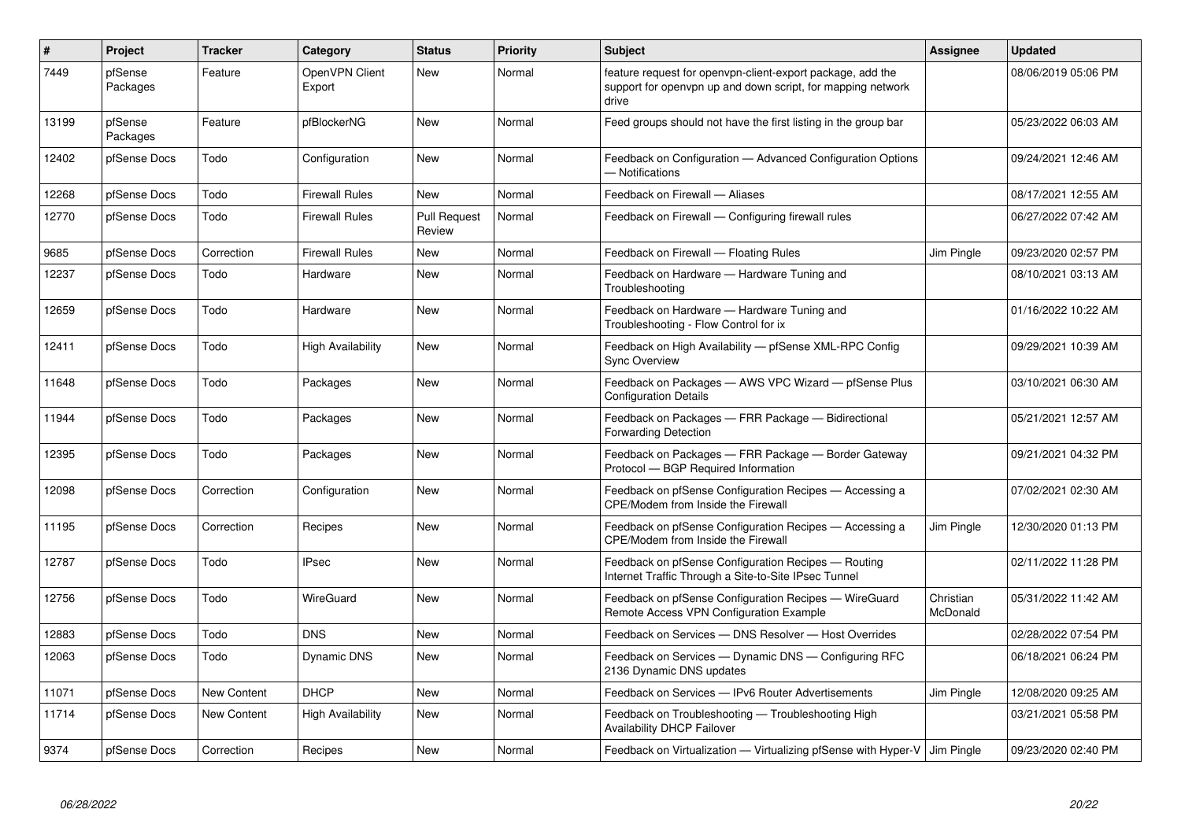| # | Project | Tracker | Category | Status | Priority | Subject | Assignee | Updated |
|---|---|---|---|---|---|---|---|---|
| 7449 | pfSense Packages | Feature | OpenVPN Client Export | New | Normal | feature request for openvpn-client-export package, add the support for openvpn up and down script, for mapping network drive | | 08/06/2019 05:06 PM |
| 13199 | pfSense Packages | Feature | pfBlockerNG | New | Normal | Feed groups should not have the first listing in the group bar | | 05/23/2022 06:03 AM |
| 12402 | pfSense Docs | Todo | Configuration | New | Normal | Feedback on Configuration — Advanced Configuration Options — Notifications | | 09/24/2021 12:46 AM |
| 12268 | pfSense Docs | Todo | Firewall Rules | New | Normal | Feedback on Firewall — Aliases | | 08/17/2021 12:55 AM |
| 12770 | pfSense Docs | Todo | Firewall Rules | Pull Request Review | Normal | Feedback on Firewall — Configuring firewall rules | | 06/27/2022 07:42 AM |
| 9685 | pfSense Docs | Correction | Firewall Rules | New | Normal | Feedback on Firewall — Floating Rules | Jim Pingle | 09/23/2020 02:57 PM |
| 12237 | pfSense Docs | Todo | Hardware | New | Normal | Feedback on Hardware — Hardware Tuning and Troubleshooting | | 08/10/2021 03:13 AM |
| 12659 | pfSense Docs | Todo | Hardware | New | Normal | Feedback on Hardware — Hardware Tuning and Troubleshooting - Flow Control for ix | | 01/16/2022 10:22 AM |
| 12411 | pfSense Docs | Todo | High Availability | New | Normal | Feedback on High Availability — pfSense XML-RPC Config Sync Overview | | 09/29/2021 10:39 AM |
| 11648 | pfSense Docs | Todo | Packages | New | Normal | Feedback on Packages — AWS VPC Wizard — pfSense Plus Configuration Details | | 03/10/2021 06:30 AM |
| 11944 | pfSense Docs | Todo | Packages | New | Normal | Feedback on Packages — FRR Package — Bidirectional Forwarding Detection | | 05/21/2021 12:57 AM |
| 12395 | pfSense Docs | Todo | Packages | New | Normal | Feedback on Packages — FRR Package — Border Gateway Protocol — BGP Required Information | | 09/21/2021 04:32 PM |
| 12098 | pfSense Docs | Correction | Configuration | New | Normal | Feedback on pfSense Configuration Recipes — Accessing a CPE/Modem from Inside the Firewall | | 07/02/2021 02:30 AM |
| 11195 | pfSense Docs | Correction | Recipes | New | Normal | Feedback on pfSense Configuration Recipes — Accessing a CPE/Modem from Inside the Firewall | Jim Pingle | 12/30/2020 01:13 PM |
| 12787 | pfSense Docs | Todo | IPsec | New | Normal | Feedback on pfSense Configuration Recipes — Routing Internet Traffic Through a Site-to-Site IPsec Tunnel | | 02/11/2022 11:28 PM |
| 12756 | pfSense Docs | Todo | WireGuard | New | Normal | Feedback on pfSense Configuration Recipes — WireGuard Remote Access VPN Configuration Example | Christian McDonald | 05/31/2022 11:42 AM |
| 12883 | pfSense Docs | Todo | DNS | New | Normal | Feedback on Services — DNS Resolver — Host Overrides | | 02/28/2022 07:54 PM |
| 12063 | pfSense Docs | Todo | Dynamic DNS | New | Normal | Feedback on Services — Dynamic DNS — Configuring RFC 2136 Dynamic DNS updates | | 06/18/2021 06:24 PM |
| 11071 | pfSense Docs | New Content | DHCP | New | Normal | Feedback on Services — IPv6 Router Advertisements | Jim Pingle | 12/08/2020 09:25 AM |
| 11714 | pfSense Docs | New Content | High Availability | New | Normal | Feedback on Troubleshooting — Troubleshooting High Availability DHCP Failover | | 03/21/2021 05:58 PM |
| 9374 | pfSense Docs | Correction | Recipes | New | Normal | Feedback on Virtualization — Virtualizing pfSense with Hyper-V | Jim Pingle | 09/23/2020 02:40 PM |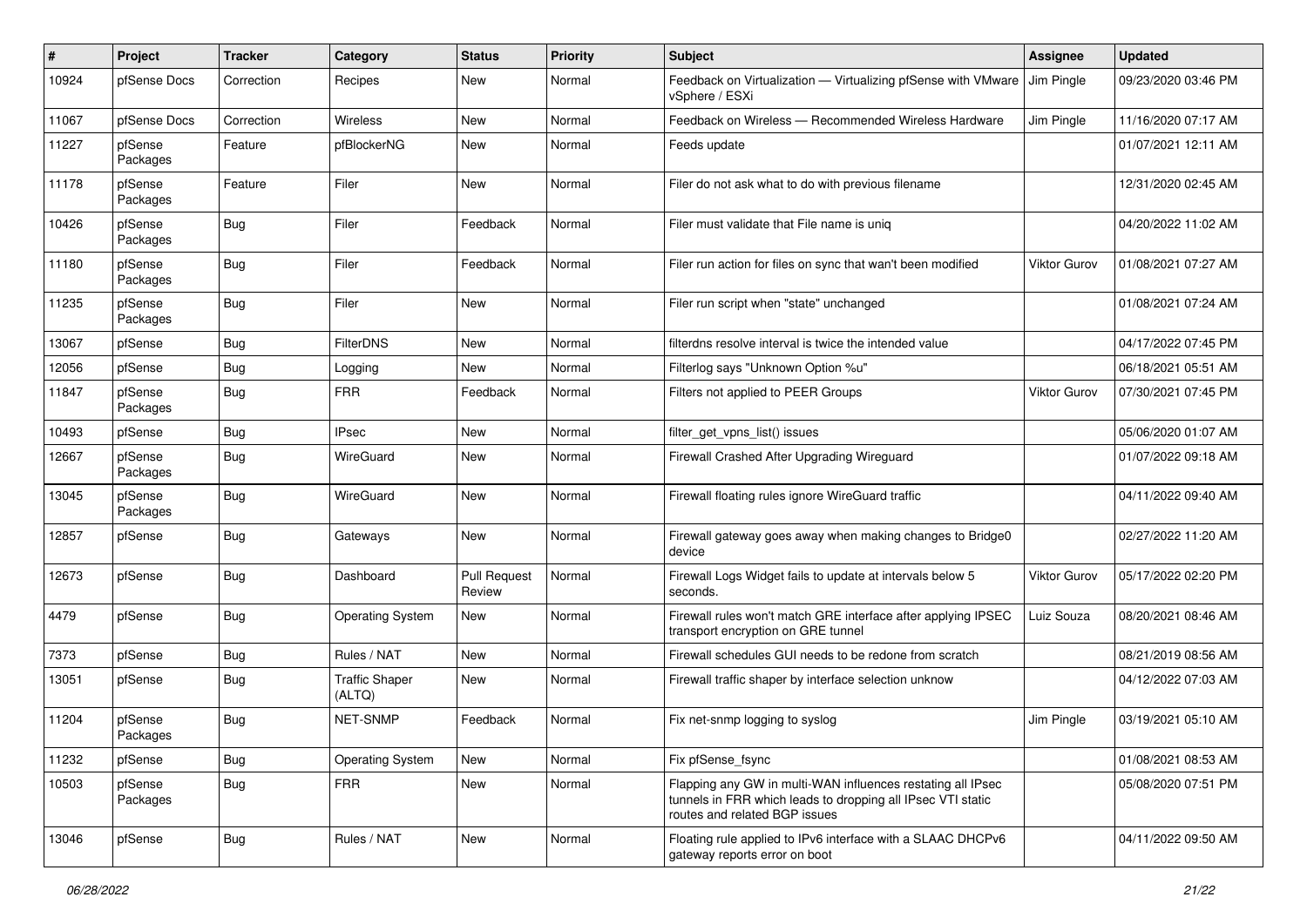| # | Project | Tracker | Category | Status | Priority | Subject | Assignee | Updated |
|---|---|---|---|---|---|---|---|---|
| 10924 | pfSense Docs | Correction | Recipes | New | Normal | Feedback on Virtualization — Virtualizing pfSense with VMware vSphere / ESXi | Jim Pingle | 09/23/2020 03:46 PM |
| 11067 | pfSense Docs | Correction | Wireless | New | Normal | Feedback on Wireless — Recommended Wireless Hardware | Jim Pingle | 11/16/2020 07:17 AM |
| 11227 | pfSense Packages | Feature | pfBlockerNG | New | Normal | Feeds update | | 01/07/2021 12:11 AM |
| 11178 | pfSense Packages | Feature | Filer | New | Normal | Filer do not ask what to do with previous filename | | 12/31/2020 02:45 AM |
| 10426 | pfSense Packages | Bug | Filer | Feedback | Normal | Filer must validate that File name is uniq | | 04/20/2022 11:02 AM |
| 11180 | pfSense Packages | Bug | Filer | Feedback | Normal | Filer run action for files on sync that wan't been modified | Viktor Gurov | 01/08/2021 07:27 AM |
| 11235 | pfSense Packages | Bug | Filer | New | Normal | Filer run script when "state" unchanged | | 01/08/2021 07:24 AM |
| 13067 | pfSense | Bug | FilterDNS | New | Normal | filterdns resolve interval is twice the intended value | | 04/17/2022 07:45 PM |
| 12056 | pfSense | Bug | Logging | New | Normal | Filterlog says "Unknown Option %u" | | 06/18/2021 05:51 AM |
| 11847 | pfSense Packages | Bug | FRR | Feedback | Normal | Filters not applied to PEER Groups | Viktor Gurov | 07/30/2021 07:45 PM |
| 10493 | pfSense | Bug | IPsec | New | Normal | filter_get_vpns_list() issues | | 05/06/2020 01:07 AM |
| 12667 | pfSense Packages | Bug | WireGuard | New | Normal | Firewall Crashed After Upgrading Wireguard | | 01/07/2022 09:18 AM |
| 13045 | pfSense Packages | Bug | WireGuard | New | Normal | Firewall floating rules ignore WireGuard traffic | | 04/11/2022 09:40 AM |
| 12857 | pfSense | Bug | Gateways | New | Normal | Firewall gateway goes away when making changes to Bridge0 device | | 02/27/2022 11:20 AM |
| 12673 | pfSense | Bug | Dashboard | Pull Request Review | Normal | Firewall Logs Widget fails to update at intervals below 5 seconds. | Viktor Gurov | 05/17/2022 02:20 PM |
| 4479 | pfSense | Bug | Operating System | New | Normal | Firewall rules won't match GRE interface after applying IPSEC transport encryption on GRE tunnel | Luiz Souza | 08/20/2021 08:46 AM |
| 7373 | pfSense | Bug | Rules / NAT | New | Normal | Firewall schedules GUI needs to be redone from scratch | | 08/21/2019 08:56 AM |
| 13051 | pfSense | Bug | Traffic Shaper (ALTQ) | New | Normal | Firewall traffic shaper by interface selection unknow | | 04/12/2022 07:03 AM |
| 11204 | pfSense Packages | Bug | NET-SNMP | Feedback | Normal | Fix net-snmp logging to syslog | Jim Pingle | 03/19/2021 05:10 AM |
| 11232 | pfSense | Bug | Operating System | New | Normal | Fix pfSense_fsync | | 01/08/2021 08:53 AM |
| 10503 | pfSense Packages | Bug | FRR | New | Normal | Flapping any GW in multi-WAN influences restating all IPsec tunnels in FRR which leads to dropping all IPsec VTI static routes and related BGP issues | | 05/08/2020 07:51 PM |
| 13046 | pfSense | Bug | Rules / NAT | New | Normal | Floating rule applied to IPv6 interface with a SLAAC DHCPv6 gateway reports error on boot | | 04/11/2022 09:50 AM |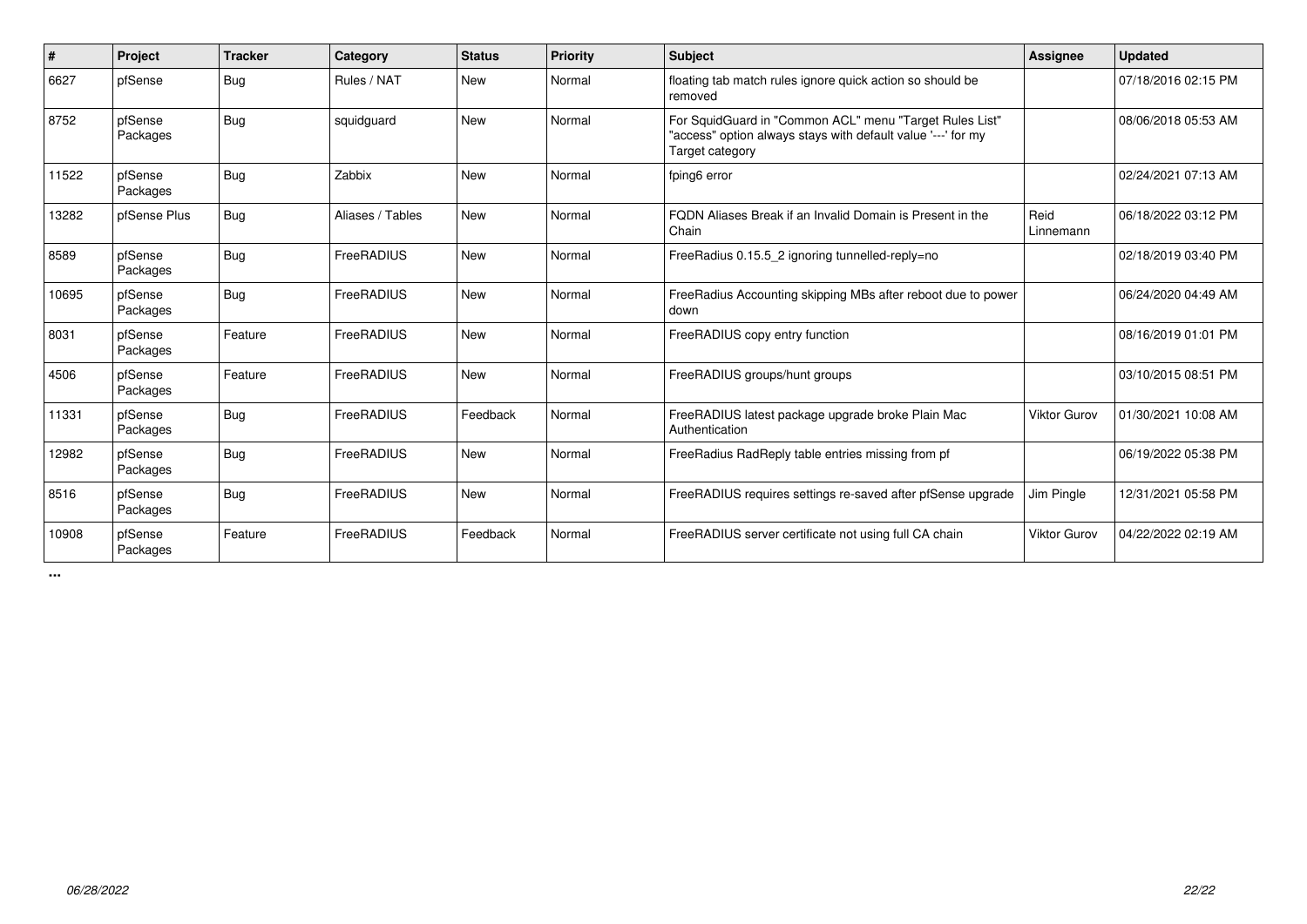| # | Project | Tracker | Category | Status | Priority | Subject | Assignee | Updated |
|---|---|---|---|---|---|---|---|---|
| 6627 | pfSense | Bug | Rules / NAT | New | Normal | floating tab match rules ignore quick action so should be removed | | 07/18/2016 02:15 PM |
| 8752 | pfSense Packages | Bug | squidguard | New | Normal | For SquidGuard in "Common ACL" menu "Target Rules List" "access" option always stays with default value '---' for my Target category | | 08/06/2018 05:53 AM |
| 11522 | pfSense Packages | Bug | Zabbix | New | Normal | fping6 error | | 02/24/2021 07:13 AM |
| 13282 | pfSense Plus | Bug | Aliases / Tables | New | Normal | FQDN Aliases Break if an Invalid Domain is Present in the Chain | Reid Linnemann | 06/18/2022 03:12 PM |
| 8589 | pfSense Packages | Bug | FreeRADIUS | New | Normal | FreeRadius 0.15.5_2 ignoring tunnelled-reply=no | | 02/18/2019 03:40 PM |
| 10695 | pfSense Packages | Bug | FreeRADIUS | New | Normal | FreeRadius Accounting skipping MBs after reboot due to power down | | 06/24/2020 04:49 AM |
| 8031 | pfSense Packages | Feature | FreeRADIUS | New | Normal | FreeRADIUS copy entry function | | 08/16/2019 01:01 PM |
| 4506 | pfSense Packages | Feature | FreeRADIUS | New | Normal | FreeRADIUS groups/hunt groups | | 03/10/2015 08:51 PM |
| 11331 | pfSense Packages | Bug | FreeRADIUS | Feedback | Normal | FreeRADIUS latest package upgrade broke Plain Mac Authentication | Viktor Gurov | 01/30/2021 10:08 AM |
| 12982 | pfSense Packages | Bug | FreeRADIUS | New | Normal | FreeRadius RadReply table entries missing from pf | | 06/19/2022 05:38 PM |
| 8516 | pfSense Packages | Bug | FreeRADIUS | New | Normal | FreeRADIUS requires settings re-saved after pfSense upgrade | Jim Pingle | 12/31/2021 05:58 PM |
| 10908 | pfSense Packages | Feature | FreeRADIUS | Feedback | Normal | FreeRADIUS server certificate not using full CA chain | Viktor Gurov | 04/22/2022 02:19 AM |

...